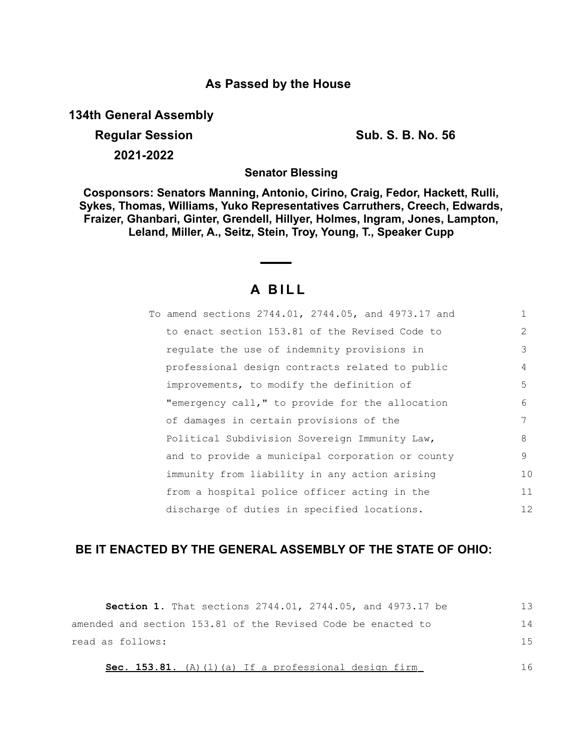**As Passed by the House**

**134th General Assembly**

**Regular Session** **Sub. S. B. No. 56**

**2021-2022**

**Senator Blessing**

**Cosponsors: Senators Manning, Antonio, Cirino, Craig, Fedor, Hackett, Rulli, Sykes, Thomas, Williams, Yuko Representatives Carruthers, Creech, Edwards, Fraizer, Ghanbari, Ginter, Grendell, Hillyer, Holmes, Ingram, Jones, Lampton, Leland, Miller, A., Seitz, Stein, Troy, Young, T., Speaker Cupp**

# A BILL

To amend sections 2744.01, 2744.05, and 4973.17 and to enact section 153.81 of the Revised Code to regulate the use of indemnity provisions in professional design contracts related to public improvements, to modify the definition of "emergency call," to provide for the allocation of damages in certain provisions of the Political Subdivision Sovereign Immunity Law, and to provide a municipal corporation or county immunity from liability in any action arising from a hospital police officer acting in the discharge of duties in specified locations.

## BE IT ENACTED BY THE GENERAL ASSEMBLY OF THE STATE OF OHIO:

**Section 1.** That sections 2744.01, 2744.05, and 4973.17 be amended and section 153.81 of the Revised Code be enacted to read as follows:

**Sec. 153.81.** (A)(1)(a) If a professional design firm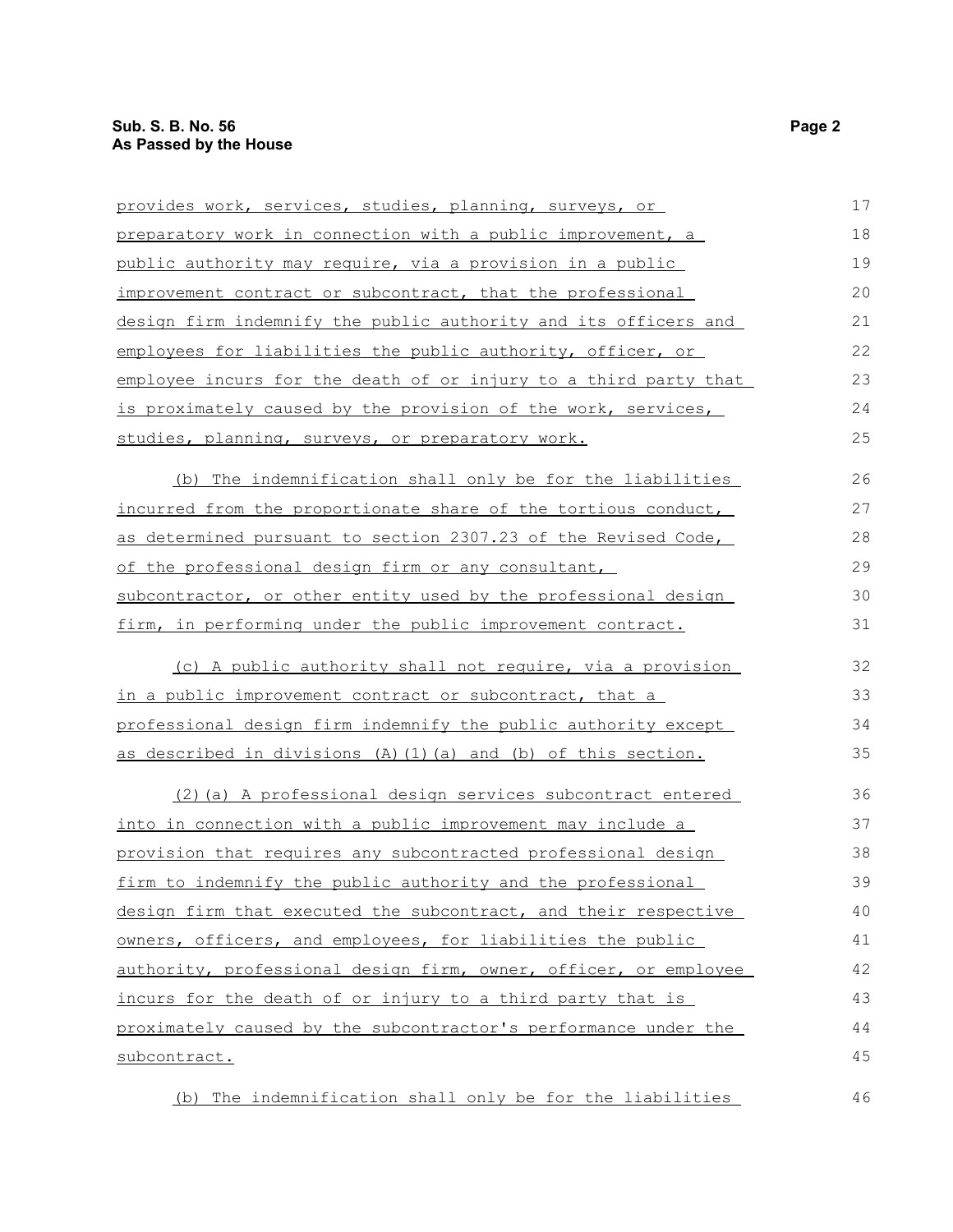provides work, services, studies, planning, surveys, or preparatory work in connection with a public improvement, a public authority may require, via a provision in a public improvement contract or subcontract, that the professional design firm indemnify the public authority and its officers and employees for liabilities the public authority, officer, or employee incurs for the death of or injury to a third party that is proximately caused by the provision of the work, services, studies, planning, surveys, or preparatory work.

(b) The indemnification shall only be for the liabilities incurred from the proportionate share of the tortious conduct, as determined pursuant to section 2307.23 of the Revised Code, of the professional design firm or any consultant, subcontractor, or other entity used by the professional design firm, in performing under the public improvement contract.

(c) A public authority shall not require, via a provision in a public improvement contract or subcontract, that a professional design firm indemnify the public authority except as described in divisions (A)(1)(a) and (b) of this section.

(2)(a) A professional design services subcontract entered into in connection with a public improvement may include a provision that requires any subcontracted professional design firm to indemnify the public authority and the professional design firm that executed the subcontract, and their respective owners, officers, and employees, for liabilities the public authority, professional design firm, owner, officer, or employee incurs for the death of or injury to a third party that is proximately caused by the subcontractor's performance under the subcontract.

(b) The indemnification shall only be for the liabilities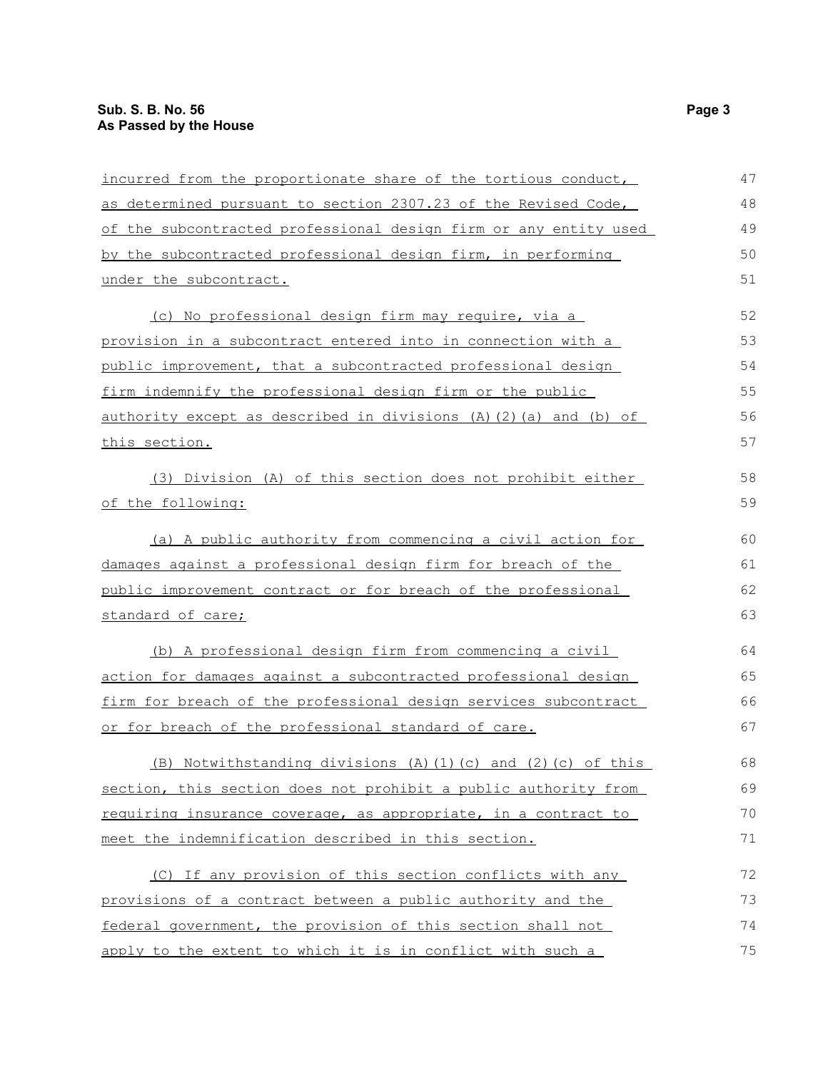incurred from the proportionate share of the tortious conduct, as determined pursuant to section 2307.23 of the Revised Code, of the subcontracted professional design firm or any entity used by the subcontracted professional design firm, in performing under the subcontract.

(c) No professional design firm may require, via a provision in a subcontract entered into in connection with a public improvement, that a subcontracted professional design firm indemnify the professional design firm or the public authority except as described in divisions (A)(2)(a) and (b) of this section.

(3) Division (A) of this section does not prohibit either of the following:

(a) A public authority from commencing a civil action for damages against a professional design firm for breach of the public improvement contract or for breach of the professional standard of care;

(b) A professional design firm from commencing a civil action for damages against a subcontracted professional design firm for breach of the professional design services subcontract or for breach of the professional standard of care.

(B) Notwithstanding divisions (A)(1)(c) and (2)(c) of this section, this section does not prohibit a public authority from requiring insurance coverage, as appropriate, in a contract to meet the indemnification described in this section.

(C) If any provision of this section conflicts with any provisions of a contract between a public authority and the federal government, the provision of this section shall not apply to the extent to which it is in conflict with such a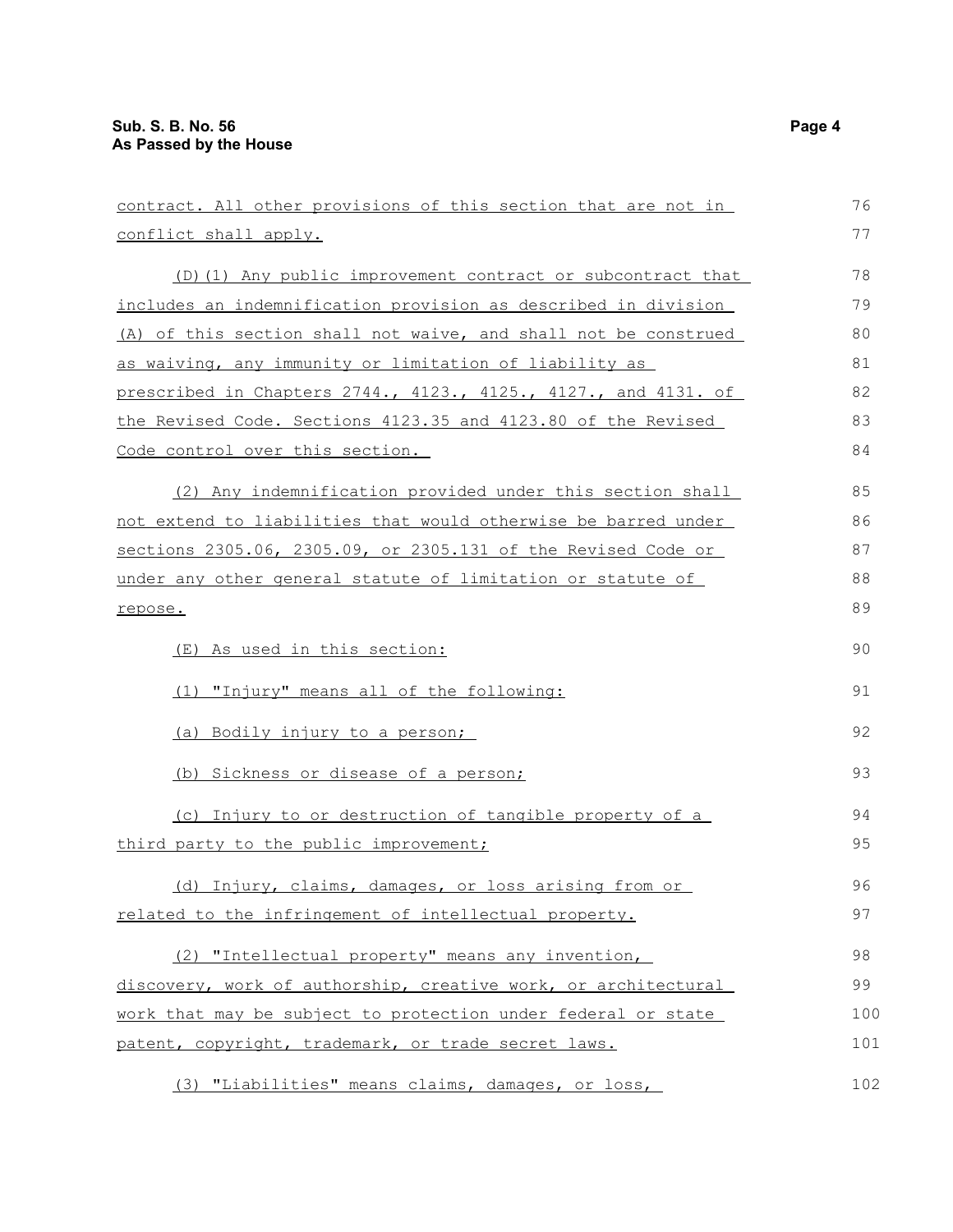contract. All other provisions of this section that are not in conflict shall apply.

(D)(1) Any public improvement contract or subcontract that includes an indemnification provision as described in division (A) of this section shall not waive, and shall not be construed as waiving, any immunity or limitation of liability as prescribed in Chapters 2744., 4123., 4125., 4127., and 4131. of the Revised Code. Sections 4123.35 and 4123.80 of the Revised Code control over this section.

(2) Any indemnification provided under this section shall not extend to liabilities that would otherwise be barred under sections 2305.06, 2305.09, or 2305.131 of the Revised Code or under any other general statute of limitation or statute of repose.

(E) As used in this section:

(1) "Injury" means all of the following:

(a) Bodily injury to a person;

(b) Sickness or disease of a person;

(c) Injury to or destruction of tangible property of a third party to the public improvement;

(d) Injury, claims, damages, or loss arising from or related to the infringement of intellectual property.

(2) "Intellectual property" means any invention, discovery, work of authorship, creative work, or architectural work that may be subject to protection under federal or state patent, copyright, trademark, or trade secret laws.

(3) "Liabilities" means claims, damages, or loss,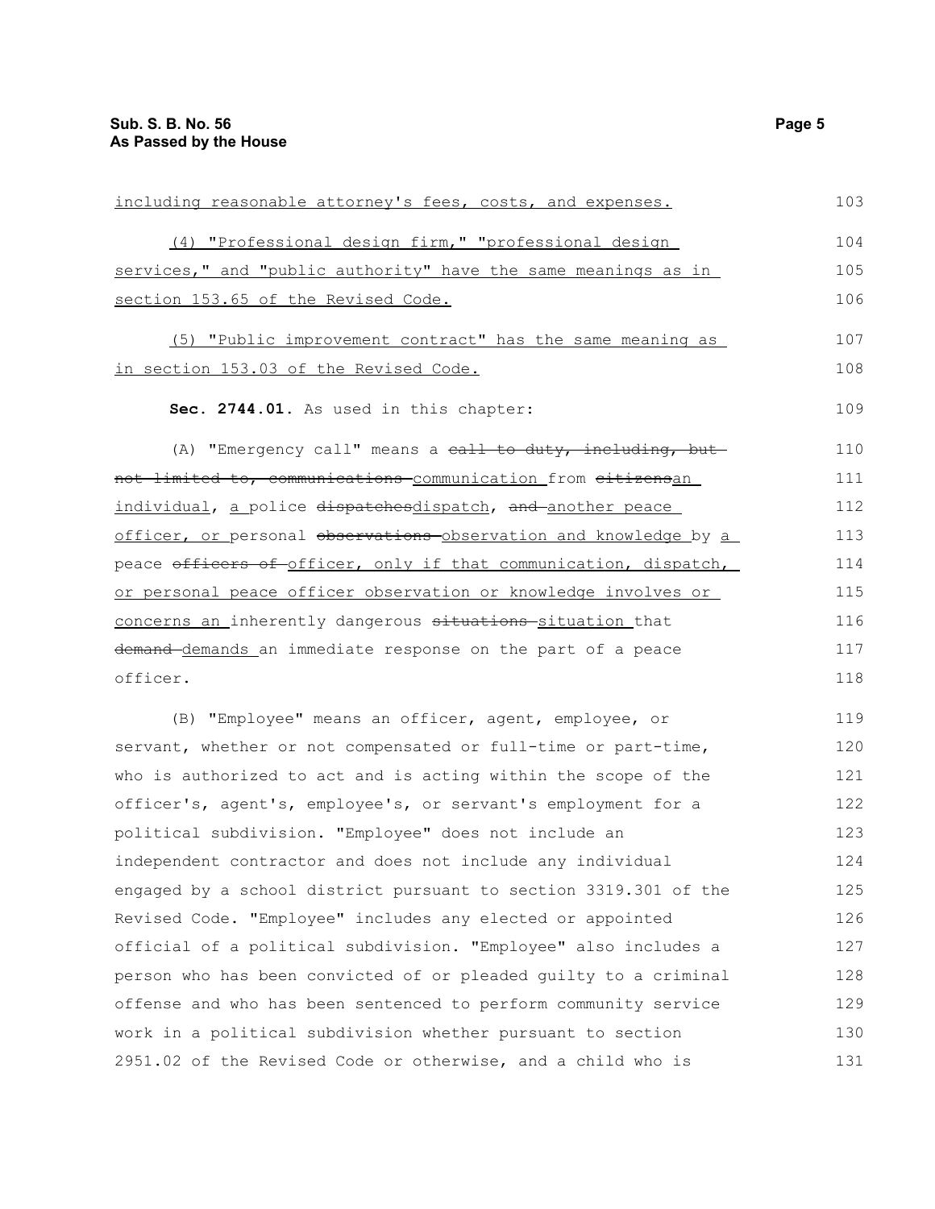including reasonable attorney's fees, costs, and expenses.

(4) "Professional design firm," "professional design services," and "public authority" have the same meanings as in section 153.65 of the Revised Code.

(5) "Public improvement contract" has the same meaning as in section 153.03 of the Revised Code.

**Sec. 2744.01.** As used in this chapter:

(A) "Emergency call" means a ~~call to duty, including, but not limited to, communications~~ communication from ~~citizens~~an individual, a police ~~dispatches~~dispatch, ~~and~~ another peace officer, or personal ~~observations~~ observation and knowledge by a peace ~~officers of~~ officer, only if that communication, dispatch, or personal peace officer observation or knowledge involves or concerns an inherently dangerous ~~situations~~ situation that ~~demand~~ demands an immediate response on the part of a peace officer.

(B) "Employee" means an officer, agent, employee, or servant, whether or not compensated or full-time or part-time, who is authorized to act and is acting within the scope of the officer's, agent's, employee's, or servant's employment for a political subdivision. "Employee" does not include an independent contractor and does not include any individual engaged by a school district pursuant to section 3319.301 of the Revised Code. "Employee" includes any elected or appointed official of a political subdivision. "Employee" also includes a person who has been convicted of or pleaded guilty to a criminal offense and who has been sentenced to perform community service work in a political subdivision whether pursuant to section 2951.02 of the Revised Code or otherwise, and a child who is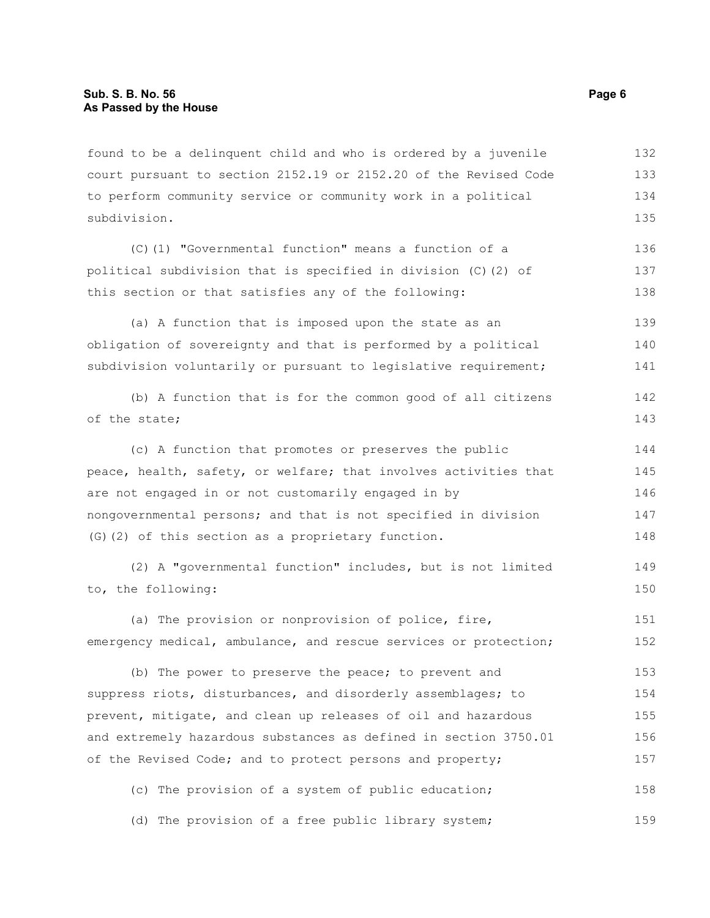found to be a delinquent child and who is ordered by a juvenile court pursuant to section 2152.19 or 2152.20 of the Revised Code to perform community service or community work in a political subdivision.

(C)(1) "Governmental function" means a function of a political subdivision that is specified in division (C)(2) of this section or that satisfies any of the following:

(a) A function that is imposed upon the state as an obligation of sovereignty and that is performed by a political subdivision voluntarily or pursuant to legislative requirement;

(b) A function that is for the common good of all citizens of the state;

(c) A function that promotes or preserves the public peace, health, safety, or welfare; that involves activities that are not engaged in or not customarily engaged in by nongovernmental persons; and that is not specified in division (G)(2) of this section as a proprietary function.

(2) A "governmental function" includes, but is not limited to, the following:

(a) The provision or nonprovision of police, fire, emergency medical, ambulance, and rescue services or protection;

(b) The power to preserve the peace; to prevent and suppress riots, disturbances, and disorderly assemblages; to prevent, mitigate, and clean up releases of oil and hazardous and extremely hazardous substances as defined in section 3750.01 of the Revised Code; and to protect persons and property;

(c) The provision of a system of public education;

(d) The provision of a free public library system;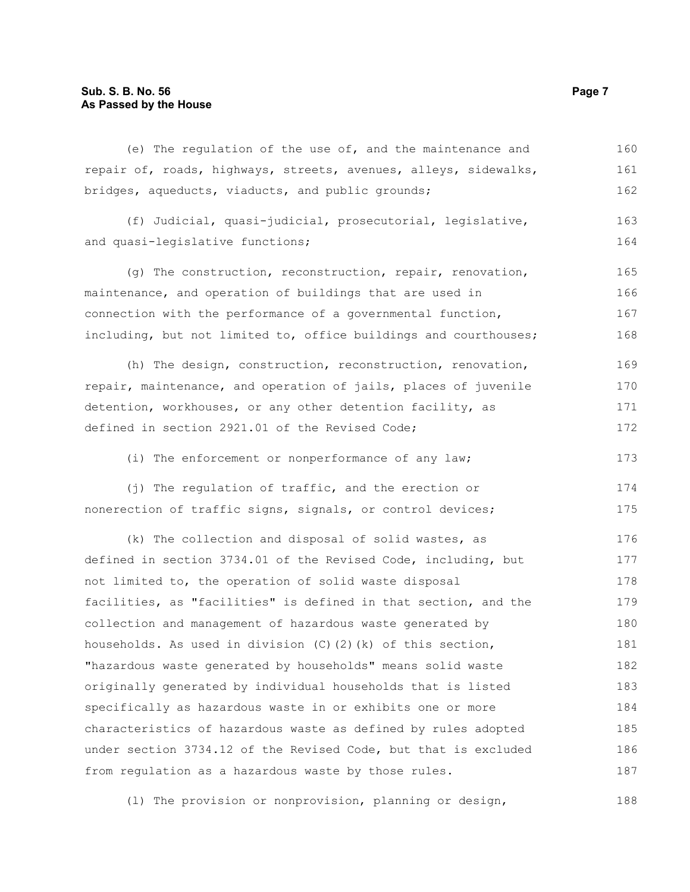(e) The regulation of the use of, and the maintenance and repair of, roads, highways, streets, avenues, alleys, sidewalks, bridges, aqueducts, viaducts, and public grounds;

(f) Judicial, quasi-judicial, prosecutorial, legislative, and quasi-legislative functions;

(g) The construction, reconstruction, repair, renovation, maintenance, and operation of buildings that are used in connection with the performance of a governmental function, including, but not limited to, office buildings and courthouses;

(h) The design, construction, reconstruction, renovation, repair, maintenance, and operation of jails, places of juvenile detention, workhouses, or any other detention facility, as defined in section 2921.01 of the Revised Code;

(i) The enforcement or nonperformance of any law;

(j) The regulation of traffic, and the erection or nonerection of traffic signs, signals, or control devices;

(k) The collection and disposal of solid wastes, as defined in section 3734.01 of the Revised Code, including, but not limited to, the operation of solid waste disposal facilities, as "facilities" is defined in that section, and the collection and management of hazardous waste generated by households. As used in division (C)(2)(k) of this section, "hazardous waste generated by households" means solid waste originally generated by individual households that is listed specifically as hazardous waste in or exhibits one or more characteristics of hazardous waste as defined by rules adopted under section 3734.12 of the Revised Code, but that is excluded from regulation as a hazardous waste by those rules.

(l) The provision or nonprovision, planning or design,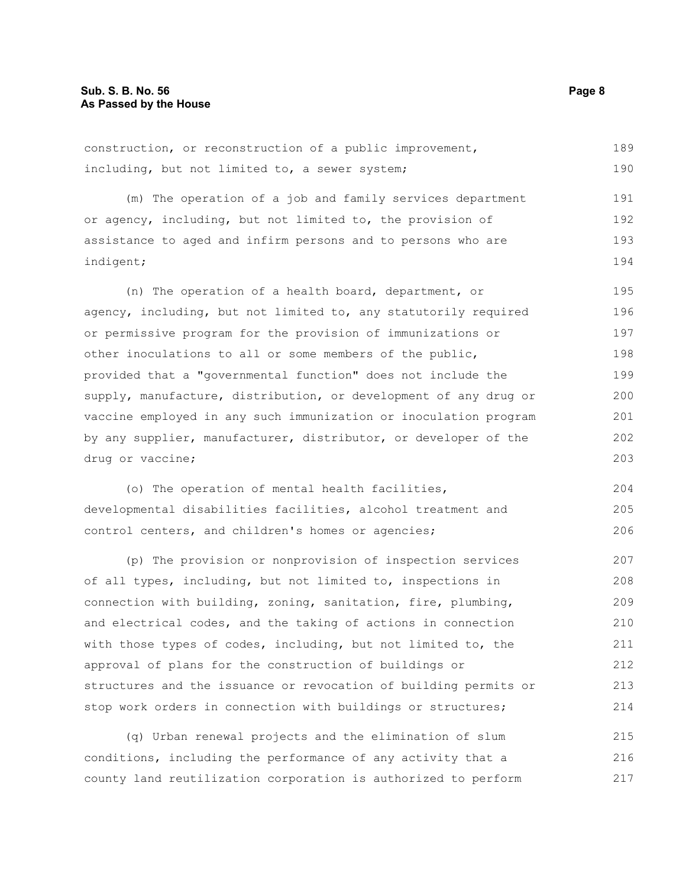construction, or reconstruction of a public improvement, including, but not limited to, a sewer system;

(m) The operation of a job and family services department or agency, including, but not limited to, the provision of assistance to aged and infirm persons and to persons who are indigent;

(n) The operation of a health board, department, or agency, including, but not limited to, any statutorily required or permissive program for the provision of immunizations or other inoculations to all or some members of the public, provided that a "governmental function" does not include the supply, manufacture, distribution, or development of any drug or vaccine employed in any such immunization or inoculation program by any supplier, manufacturer, distributor, or developer of the drug or vaccine;

(o) The operation of mental health facilities, developmental disabilities facilities, alcohol treatment and control centers, and children's homes or agencies;

(p) The provision or nonprovision of inspection services of all types, including, but not limited to, inspections in connection with building, zoning, sanitation, fire, plumbing, and electrical codes, and the taking of actions in connection with those types of codes, including, but not limited to, the approval of plans for the construction of buildings or structures and the issuance or revocation of building permits or stop work orders in connection with buildings or structures;

(q) Urban renewal projects and the elimination of slum conditions, including the performance of any activity that a county land reutilization corporation is authorized to perform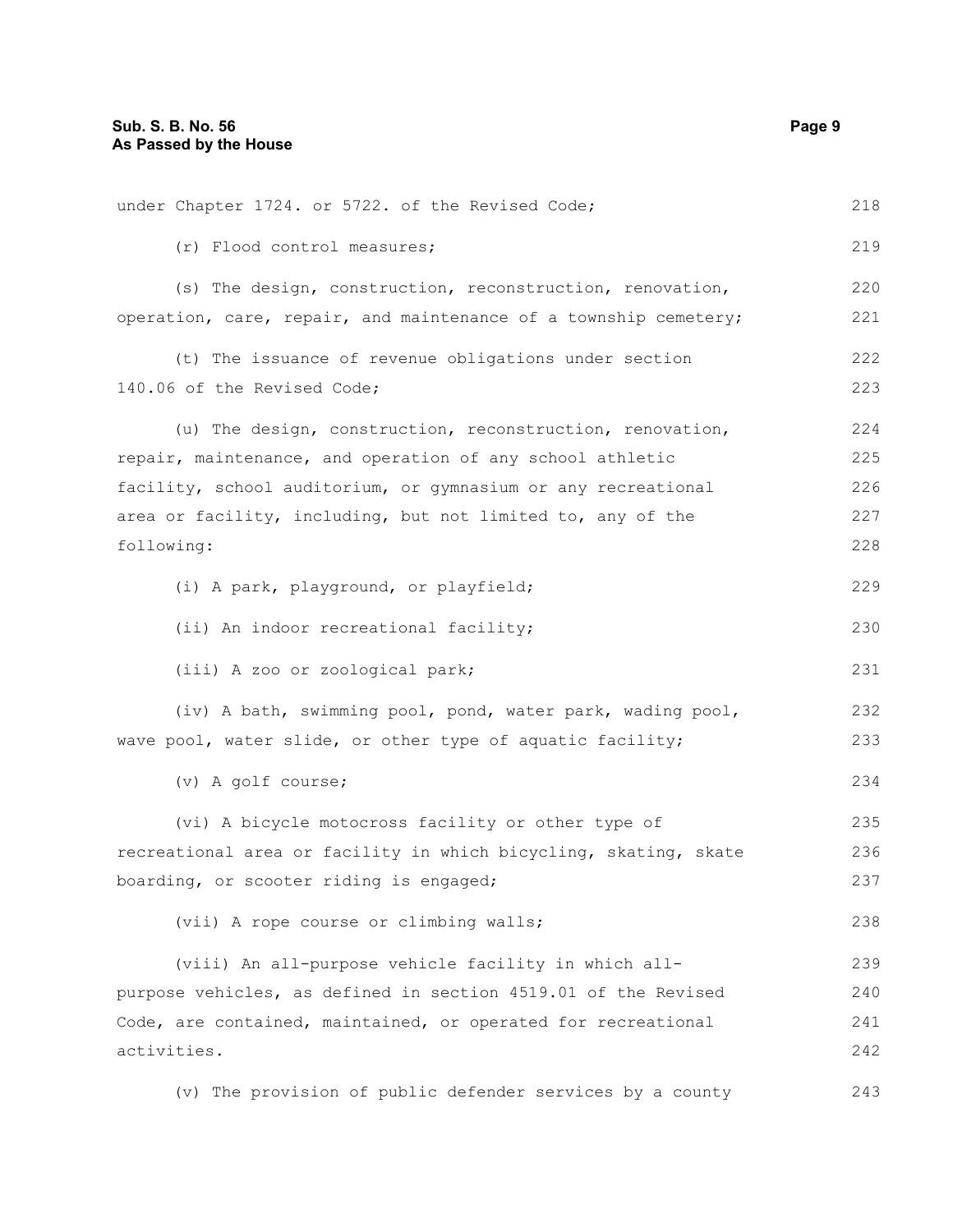under Chapter 1724. or 5722. of the Revised Code;

(r) Flood control measures;

(s) The design, construction, reconstruction, renovation, operation, care, repair, and maintenance of a township cemetery;

(t) The issuance of revenue obligations under section 140.06 of the Revised Code;

(u) The design, construction, reconstruction, renovation, repair, maintenance, and operation of any school athletic facility, school auditorium, or gymnasium or any recreational area or facility, including, but not limited to, any of the following:

(i) A park, playground, or playfield;

(ii) An indoor recreational facility;

(iii) A zoo or zoological park;

(iv) A bath, swimming pool, pond, water park, wading pool, wave pool, water slide, or other type of aquatic facility;

(v) A golf course;

(vi) A bicycle motocross facility or other type of recreational area or facility in which bicycling, skating, skate boarding, or scooter riding is engaged;

(vii) A rope course or climbing walls;

(viii) An all-purpose vehicle facility in which all-purpose vehicles, as defined in section 4519.01 of the Revised Code, are contained, maintained, or operated for recreational activities.

(v) The provision of public defender services by a county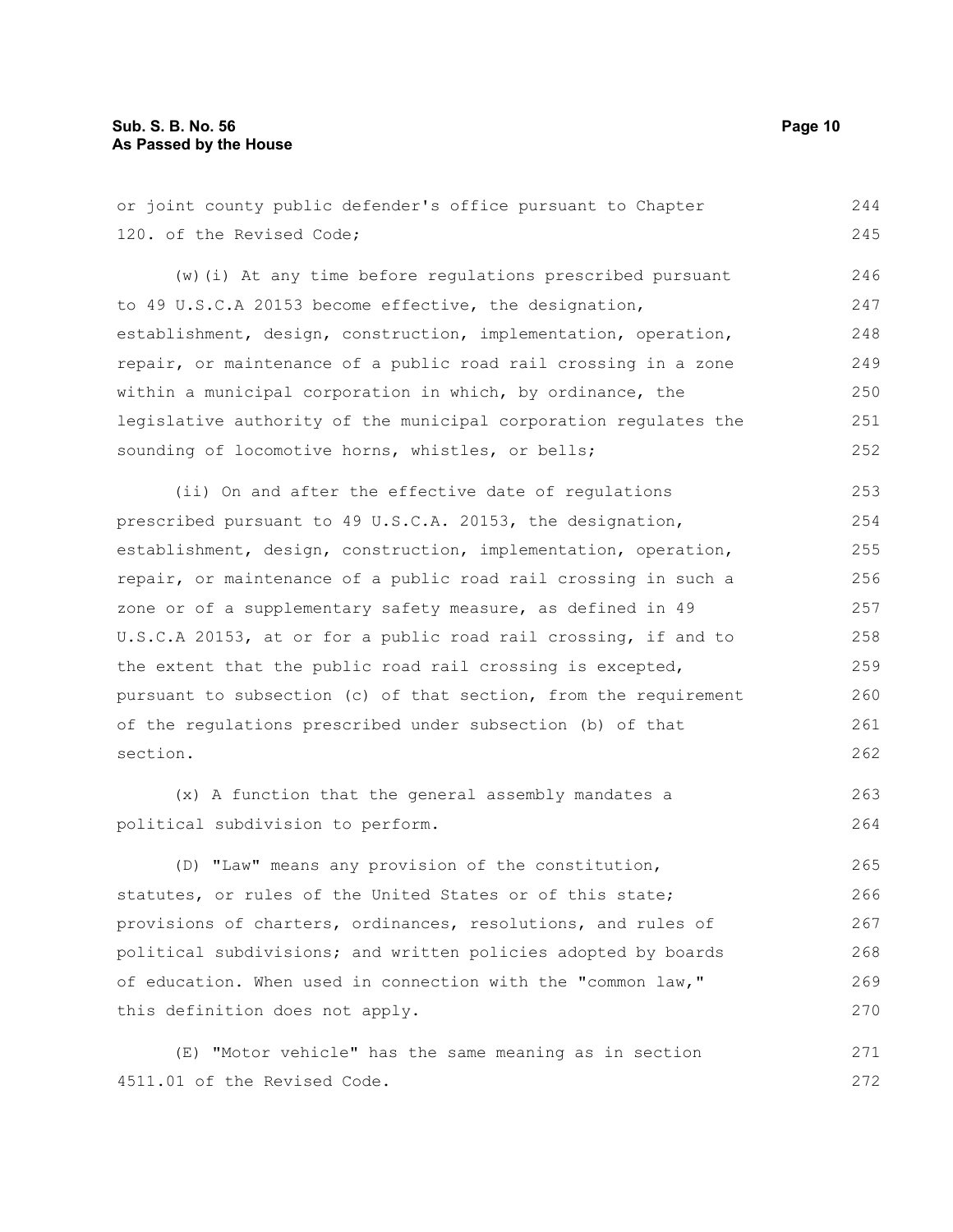or joint county public defender's office pursuant to Chapter 120. of the Revised Code;

(w)(i) At any time before regulations prescribed pursuant to 49 U.S.C.A 20153 become effective, the designation, establishment, design, construction, implementation, operation, repair, or maintenance of a public road rail crossing in a zone within a municipal corporation in which, by ordinance, the legislative authority of the municipal corporation regulates the sounding of locomotive horns, whistles, or bells;

(ii) On and after the effective date of regulations prescribed pursuant to 49 U.S.C.A. 20153, the designation, establishment, design, construction, implementation, operation, repair, or maintenance of a public road rail crossing in such a zone or of a supplementary safety measure, as defined in 49 U.S.C.A 20153, at or for a public road rail crossing, if and to the extent that the public road rail crossing is excepted, pursuant to subsection (c) of that section, from the requirement of the regulations prescribed under subsection (b) of that section.

(x) A function that the general assembly mandates a political subdivision to perform.

(D) "Law" means any provision of the constitution, statutes, or rules of the United States or of this state; provisions of charters, ordinances, resolutions, and rules of political subdivisions; and written policies adopted by boards of education. When used in connection with the "common law," this definition does not apply.

(E) "Motor vehicle" has the same meaning as in section 4511.01 of the Revised Code.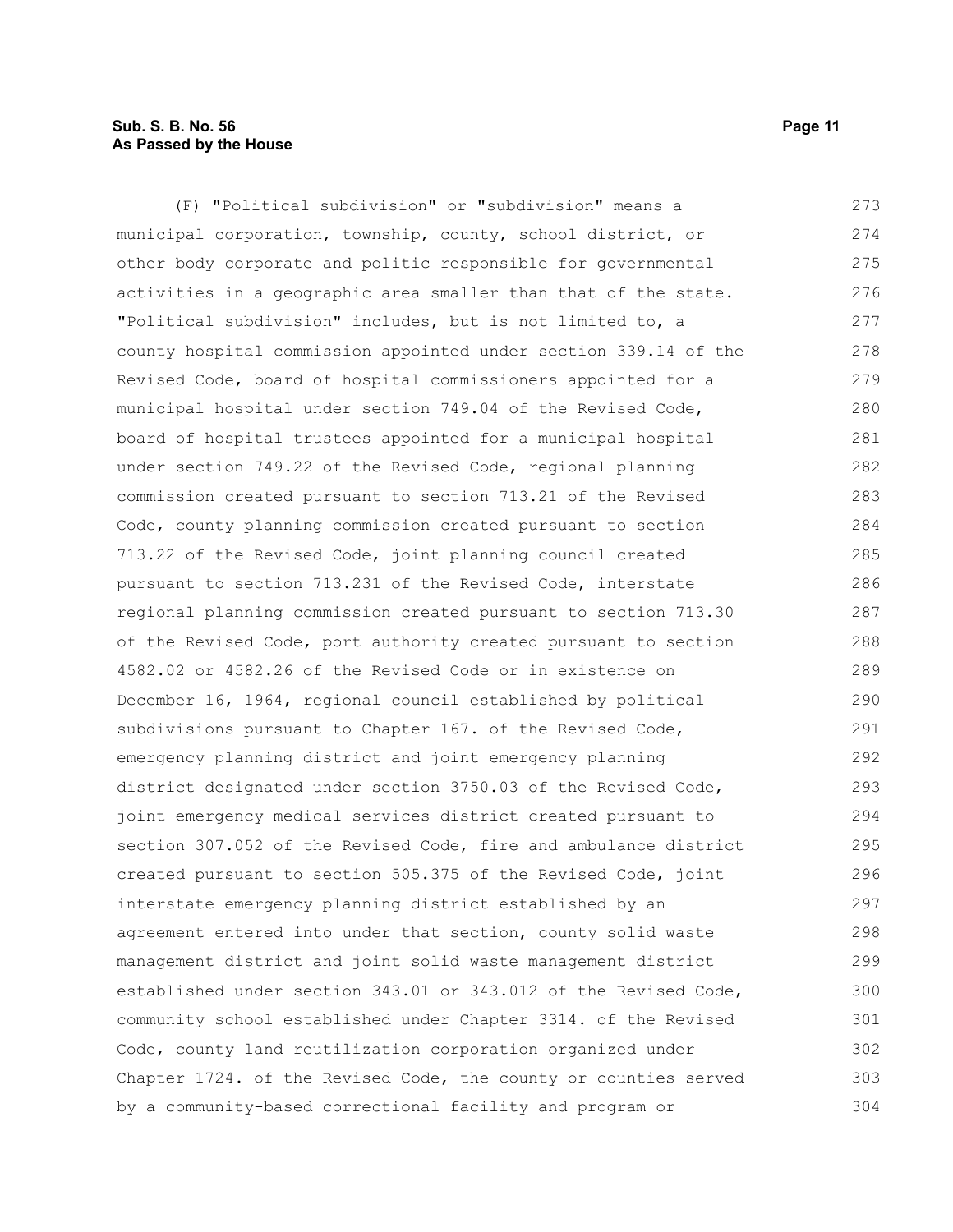(F) "Political subdivision" or "subdivision" means a municipal corporation, township, county, school district, or other body corporate and politic responsible for governmental activities in a geographic area smaller than that of the state. "Political subdivision" includes, but is not limited to, a county hospital commission appointed under section 339.14 of the Revised Code, board of hospital commissioners appointed for a municipal hospital under section 749.04 of the Revised Code, board of hospital trustees appointed for a municipal hospital under section 749.22 of the Revised Code, regional planning commission created pursuant to section 713.21 of the Revised Code, county planning commission created pursuant to section 713.22 of the Revised Code, joint planning council created pursuant to section 713.231 of the Revised Code, interstate regional planning commission created pursuant to section 713.30 of the Revised Code, port authority created pursuant to section 4582.02 or 4582.26 of the Revised Code or in existence on December 16, 1964, regional council established by political subdivisions pursuant to Chapter 167. of the Revised Code, emergency planning district and joint emergency planning district designated under section 3750.03 of the Revised Code, joint emergency medical services district created pursuant to section 307.052 of the Revised Code, fire and ambulance district created pursuant to section 505.375 of the Revised Code, joint interstate emergency planning district established by an agreement entered into under that section, county solid waste management district and joint solid waste management district established under section 343.01 or 343.012 of the Revised Code, community school established under Chapter 3314. of the Revised Code, county land reutilization corporation organized under Chapter 1724. of the Revised Code, the county or counties served by a community-based correctional facility and program or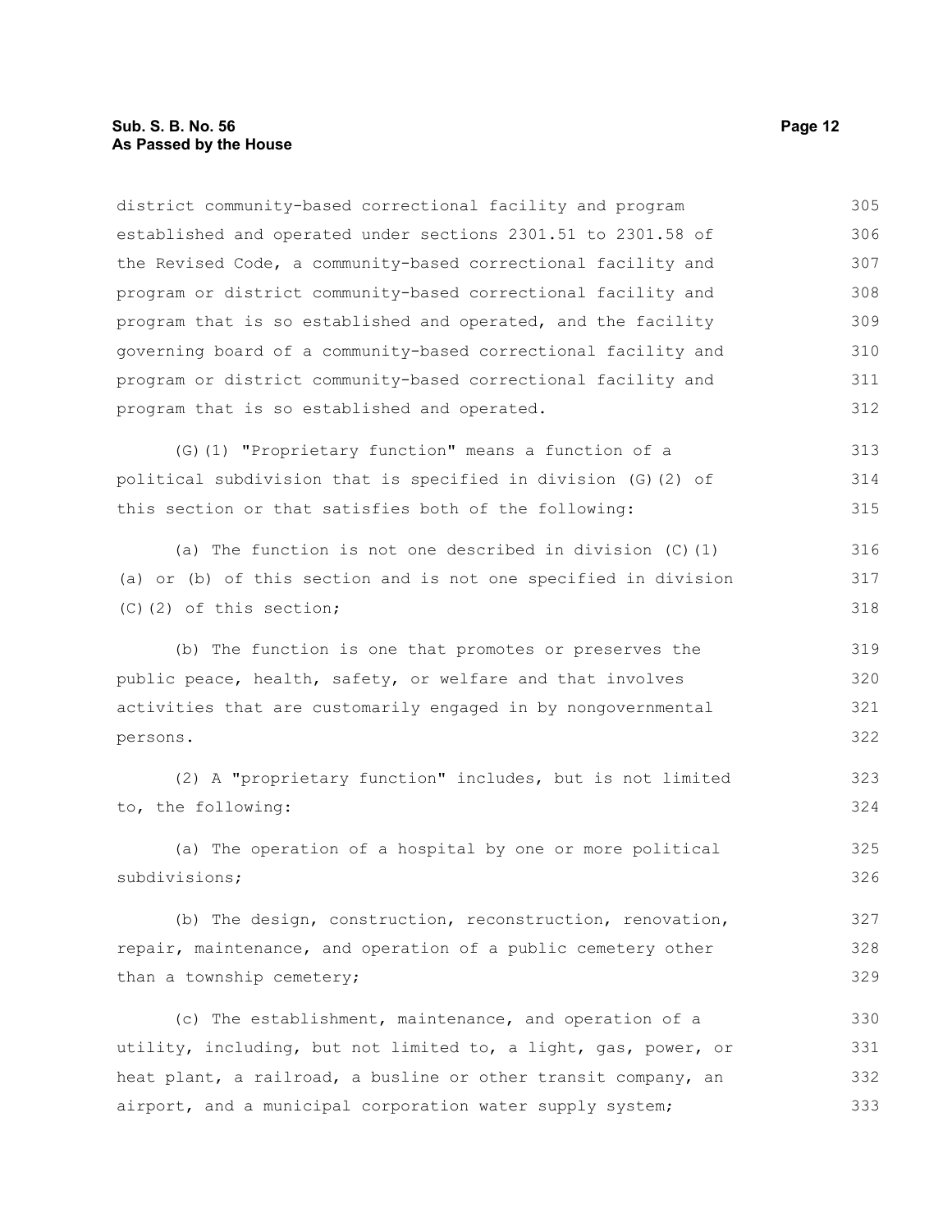district community-based correctional facility and program established and operated under sections 2301.51 to 2301.58 of the Revised Code, a community-based correctional facility and program or district community-based correctional facility and program that is so established and operated, and the facility governing board of a community-based correctional facility and program or district community-based correctional facility and program that is so established and operated.

(G)(1) "Proprietary function" means a function of a political subdivision that is specified in division (G)(2) of this section or that satisfies both of the following:

(a) The function is not one described in division (C)(1)(a) or (b) of this section and is not one specified in division (C)(2) of this section;

(b) The function is one that promotes or preserves the public peace, health, safety, or welfare and that involves activities that are customarily engaged in by nongovernmental persons.

(2) A "proprietary function" includes, but is not limited to, the following:

(a) The operation of a hospital by one or more political subdivisions;

(b) The design, construction, reconstruction, renovation, repair, maintenance, and operation of a public cemetery other than a township cemetery;

(c) The establishment, maintenance, and operation of a utility, including, but not limited to, a light, gas, power, or heat plant, a railroad, a busline or other transit company, an airport, and a municipal corporation water supply system;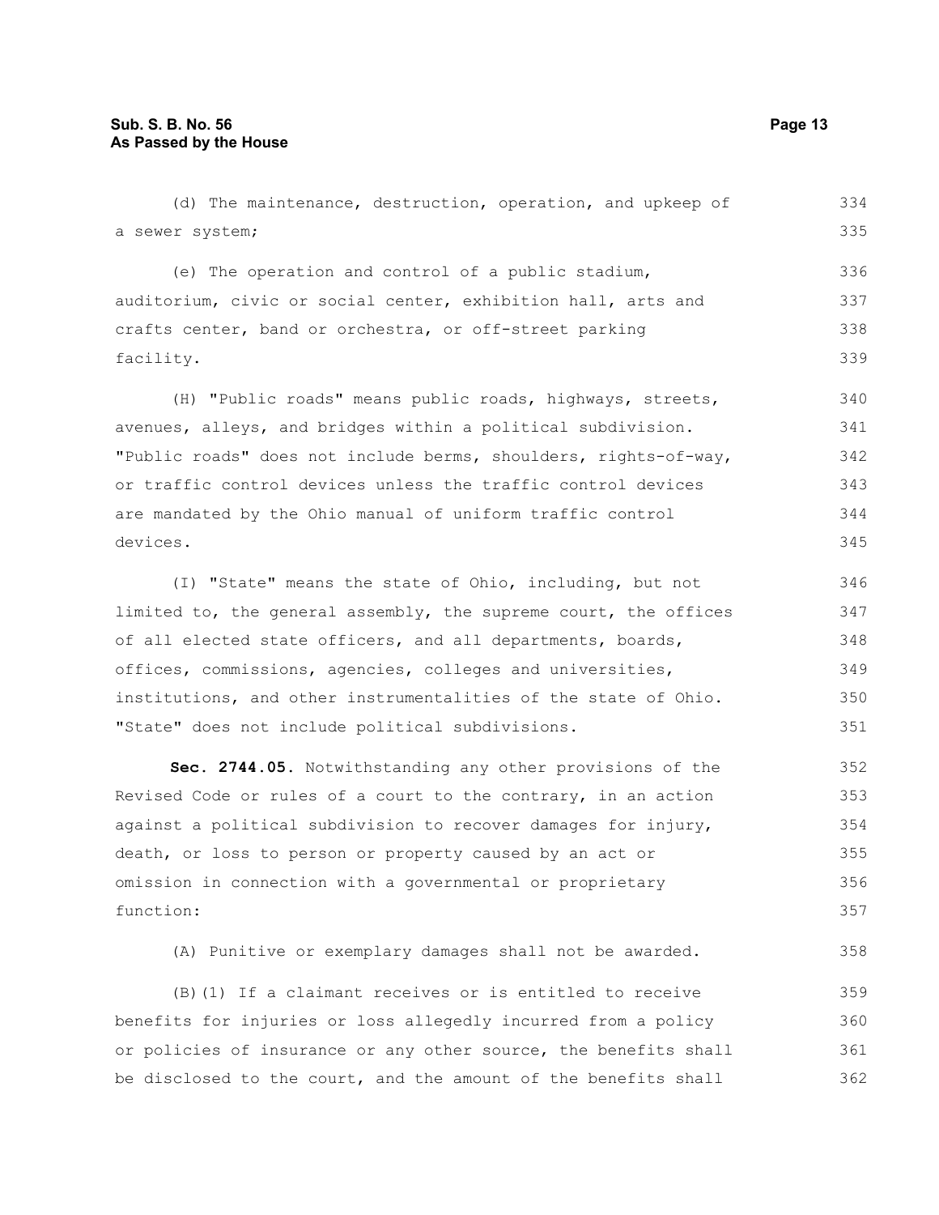(d) The maintenance, destruction, operation, and upkeep of a sewer system;

(e) The operation and control of a public stadium, auditorium, civic or social center, exhibition hall, arts and crafts center, band or orchestra, or off-street parking facility.

(H) "Public roads" means public roads, highways, streets, avenues, alleys, and bridges within a political subdivision. "Public roads" does not include berms, shoulders, rights-of-way, or traffic control devices unless the traffic control devices are mandated by the Ohio manual of uniform traffic control devices.

(I) "State" means the state of Ohio, including, but not limited to, the general assembly, the supreme court, the offices of all elected state officers, and all departments, boards, offices, commissions, agencies, colleges and universities, institutions, and other instrumentalities of the state of Ohio. "State" does not include political subdivisions.

**Sec. 2744.05.** Notwithstanding any other provisions of the Revised Code or rules of a court to the contrary, in an action against a political subdivision to recover damages for injury, death, or loss to person or property caused by an act or omission in connection with a governmental or proprietary function:

(A) Punitive or exemplary damages shall not be awarded.

(B)(1) If a claimant receives or is entitled to receive benefits for injuries or loss allegedly incurred from a policy or policies of insurance or any other source, the benefits shall be disclosed to the court, and the amount of the benefits shall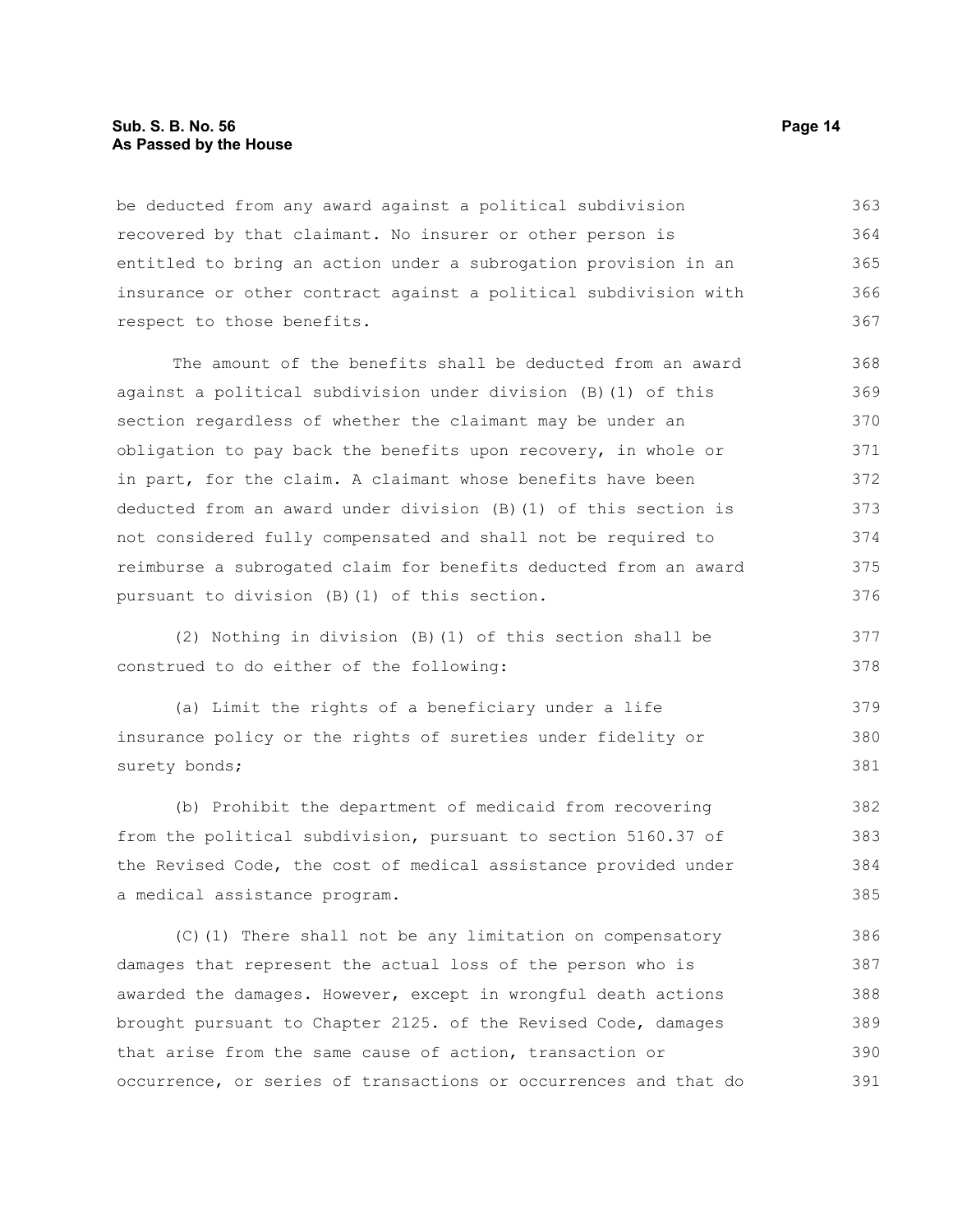be deducted from any award against a political subdivision recovered by that claimant. No insurer or other person is entitled to bring an action under a subrogation provision in an insurance or other contract against a political subdivision with respect to those benefits.

The amount of the benefits shall be deducted from an award against a political subdivision under division (B)(1) of this section regardless of whether the claimant may be under an obligation to pay back the benefits upon recovery, in whole or in part, for the claim. A claimant whose benefits have been deducted from an award under division (B)(1) of this section is not considered fully compensated and shall not be required to reimburse a subrogated claim for benefits deducted from an award pursuant to division (B)(1) of this section.

(2) Nothing in division (B)(1) of this section shall be construed to do either of the following:

(a) Limit the rights of a beneficiary under a life insurance policy or the rights of sureties under fidelity or surety bonds;

(b) Prohibit the department of medicaid from recovering from the political subdivision, pursuant to section 5160.37 of the Revised Code, the cost of medical assistance provided under a medical assistance program.

(C)(1) There shall not be any limitation on compensatory damages that represent the actual loss of the person who is awarded the damages. However, except in wrongful death actions brought pursuant to Chapter 2125. of the Revised Code, damages that arise from the same cause of action, transaction or occurrence, or series of transactions or occurrences and that do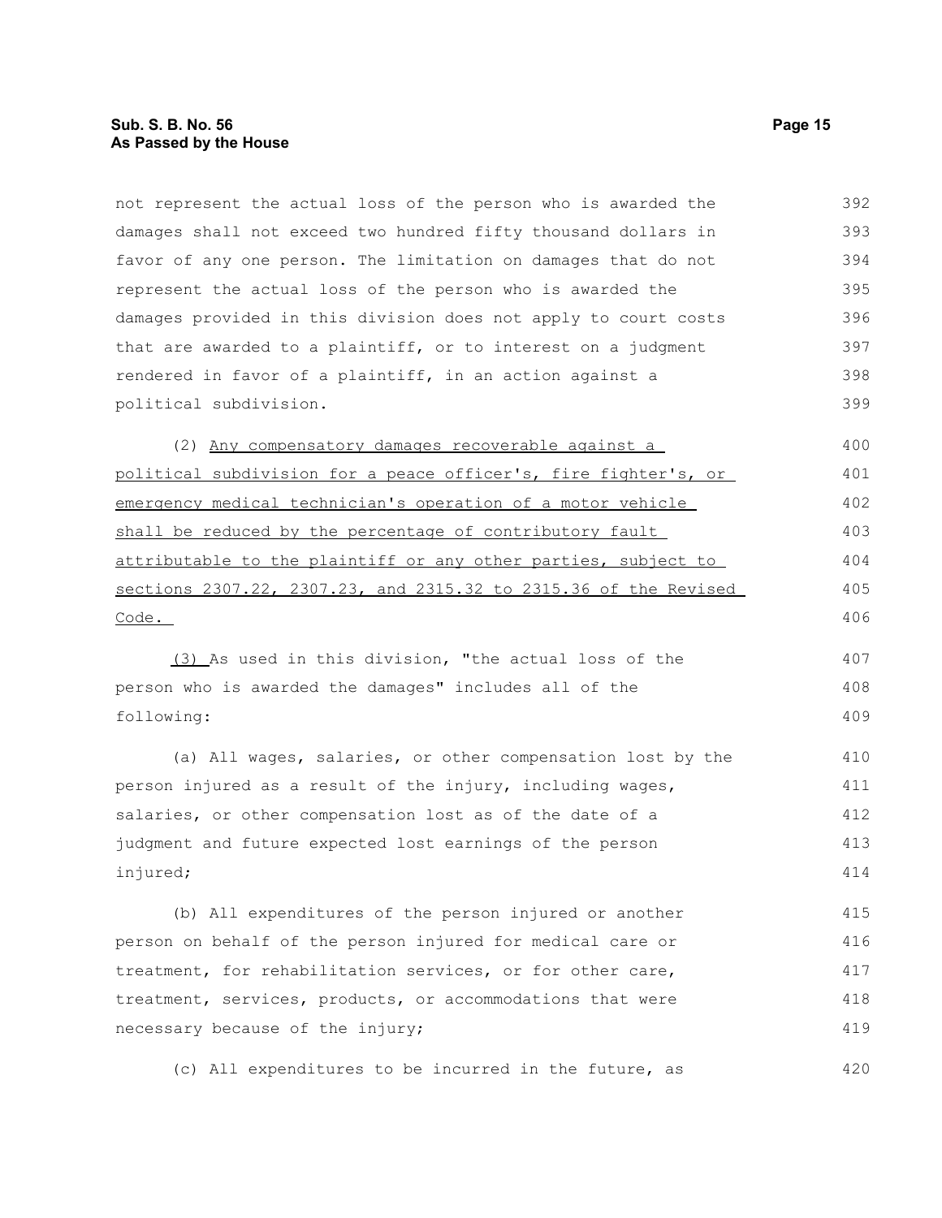not represent the actual loss of the person who is awarded the damages shall not exceed two hundred fifty thousand dollars in favor of any one person. The limitation on damages that do not represent the actual loss of the person who is awarded the damages provided in this division does not apply to court costs that are awarded to a plaintiff, or to interest on a judgment rendered in favor of a plaintiff, in an action against a political subdivision.

(2) Any compensatory damages recoverable against a political subdivision for a peace officer's, fire fighter's, or emergency medical technician's operation of a motor vehicle shall be reduced by the percentage of contributory fault attributable to the plaintiff or any other parties, subject to sections 2307.22, 2307.23, and 2315.32 to 2315.36 of the Revised Code.

(3) As used in this division, "the actual loss of the person who is awarded the damages" includes all of the following:

(a) All wages, salaries, or other compensation lost by the person injured as a result of the injury, including wages, salaries, or other compensation lost as of the date of a judgment and future expected lost earnings of the person injured;

(b) All expenditures of the person injured or another person on behalf of the person injured for medical care or treatment, for rehabilitation services, or for other care, treatment, services, products, or accommodations that were necessary because of the injury;

(c) All expenditures to be incurred in the future, as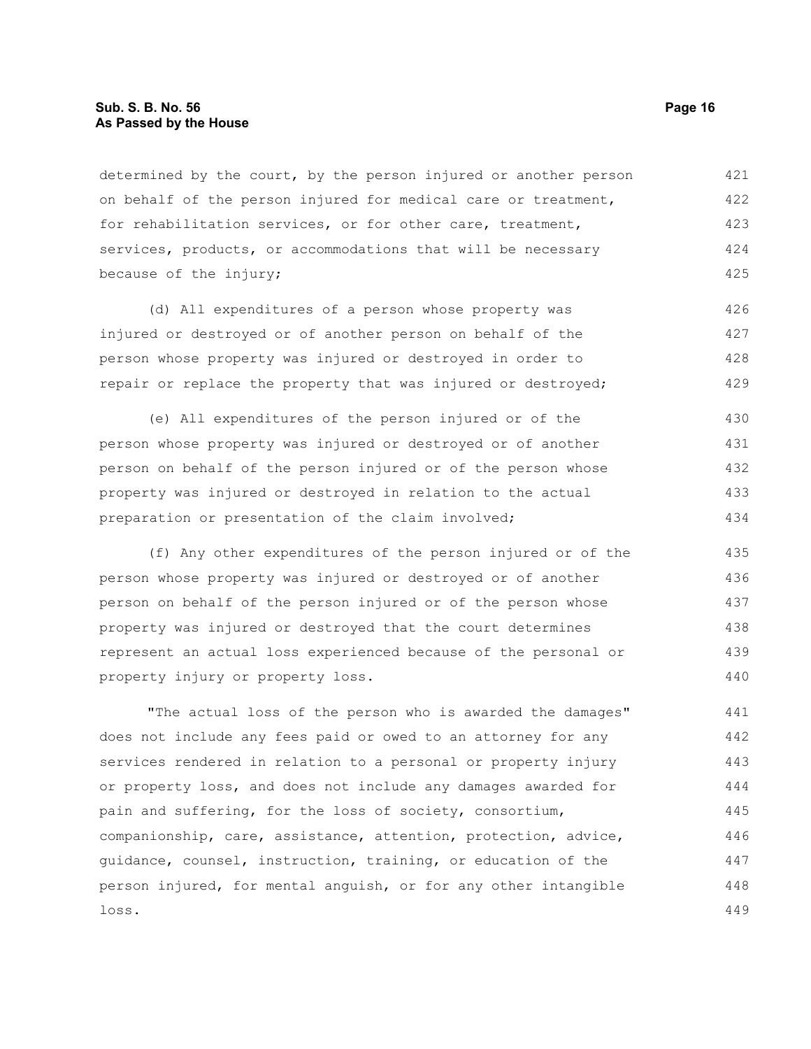determined by the court, by the person injured or another person on behalf of the person injured for medical care or treatment, for rehabilitation services, or for other care, treatment, services, products, or accommodations that will be necessary because of the injury;

(d) All expenditures of a person whose property was injured or destroyed or of another person on behalf of the person whose property was injured or destroyed in order to repair or replace the property that was injured or destroyed;

(e) All expenditures of the person injured or of the person whose property was injured or destroyed or of another person on behalf of the person injured or of the person whose property was injured or destroyed in relation to the actual preparation or presentation of the claim involved;

(f) Any other expenditures of the person injured or of the person whose property was injured or destroyed or of another person on behalf of the person injured or of the person whose property was injured or destroyed that the court determines represent an actual loss experienced because of the personal or property injury or property loss.

"The actual loss of the person who is awarded the damages" does not include any fees paid or owed to an attorney for any services rendered in relation to a personal or property injury or property loss, and does not include any damages awarded for pain and suffering, for the loss of society, consortium, companionship, care, assistance, attention, protection, advice, guidance, counsel, instruction, training, or education of the person injured, for mental anguish, or for any other intangible loss.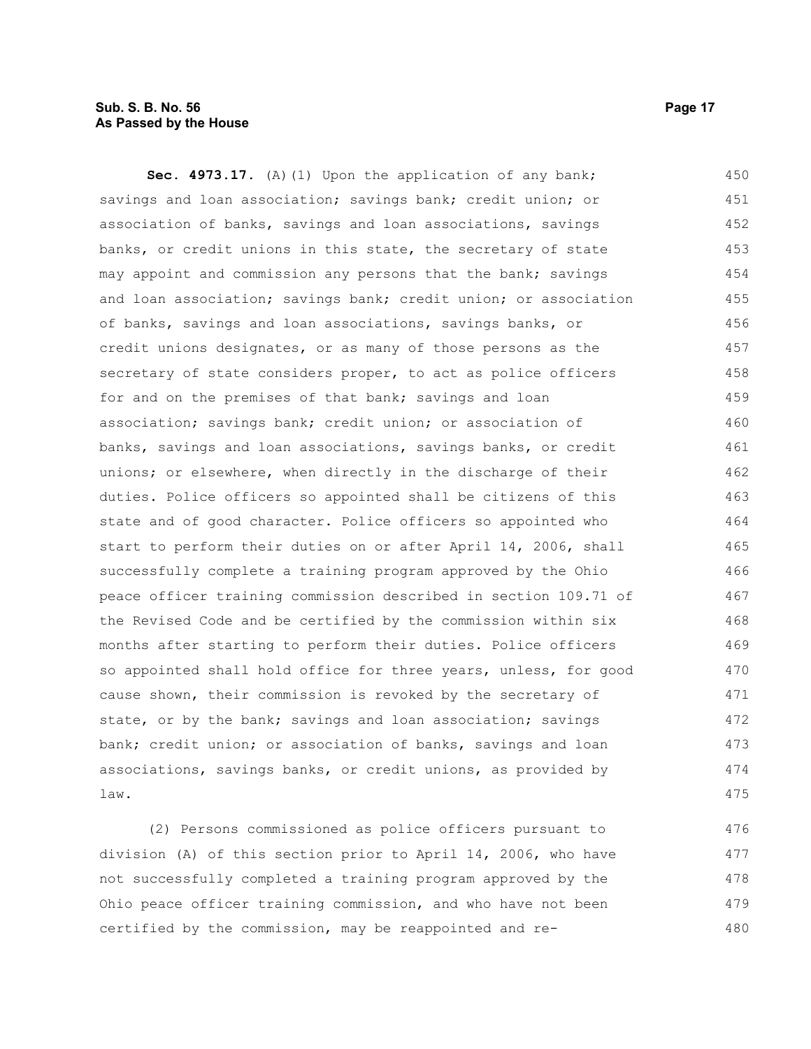**Sec. 4973.17.** (A)(1) Upon the application of any bank; savings and loan association; savings bank; credit union; or association of banks, savings and loan associations, savings banks, or credit unions in this state, the secretary of state may appoint and commission any persons that the bank; savings and loan association; savings bank; credit union; or association of banks, savings and loan associations, savings banks, or credit unions designates, or as many of those persons as the secretary of state considers proper, to act as police officers for and on the premises of that bank; savings and loan association; savings bank; credit union; or association of banks, savings and loan associations, savings banks, or credit unions; or elsewhere, when directly in the discharge of their duties. Police officers so appointed shall be citizens of this state and of good character. Police officers so appointed who start to perform their duties on or after April 14, 2006, shall successfully complete a training program approved by the Ohio peace officer training commission described in section 109.71 of the Revised Code and be certified by the commission within six months after starting to perform their duties. Police officers so appointed shall hold office for three years, unless, for good cause shown, their commission is revoked by the secretary of state, or by the bank; savings and loan association; savings bank; credit union; or association of banks, savings and loan associations, savings banks, or credit unions, as provided by law.

(2) Persons commissioned as police officers pursuant to division (A) of this section prior to April 14, 2006, who have not successfully completed a training program approved by the Ohio peace officer training commission, and who have not been certified by the commission, may be reappointed and re-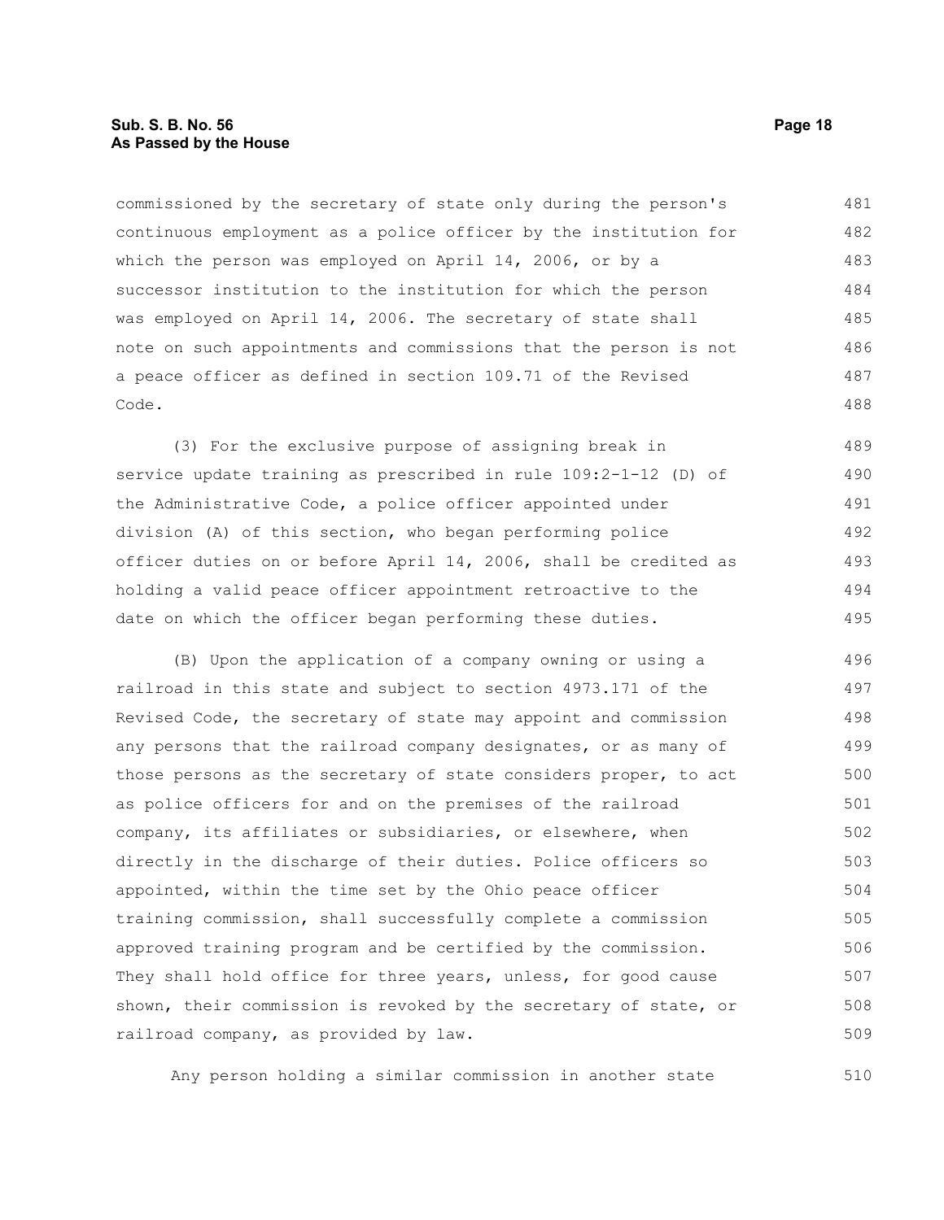commissioned by the secretary of state only during the person's continuous employment as a police officer by the institution for which the person was employed on April 14, 2006, or by a successor institution to the institution for which the person was employed on April 14, 2006. The secretary of state shall note on such appointments and commissions that the person is not a peace officer as defined in section 109.71 of the Revised Code.

(3) For the exclusive purpose of assigning break in service update training as prescribed in rule 109:2-1-12 (D) of the Administrative Code, a police officer appointed under division (A) of this section, who began performing police officer duties on or before April 14, 2006, shall be credited as holding a valid peace officer appointment retroactive to the date on which the officer began performing these duties.

(B) Upon the application of a company owning or using a railroad in this state and subject to section 4973.171 of the Revised Code, the secretary of state may appoint and commission any persons that the railroad company designates, or as many of those persons as the secretary of state considers proper, to act as police officers for and on the premises of the railroad company, its affiliates or subsidiaries, or elsewhere, when directly in the discharge of their duties. Police officers so appointed, within the time set by the Ohio peace officer training commission, shall successfully complete a commission approved training program and be certified by the commission. They shall hold office for three years, unless, for good cause shown, their commission is revoked by the secretary of state, or railroad company, as provided by law.

Any person holding a similar commission in another state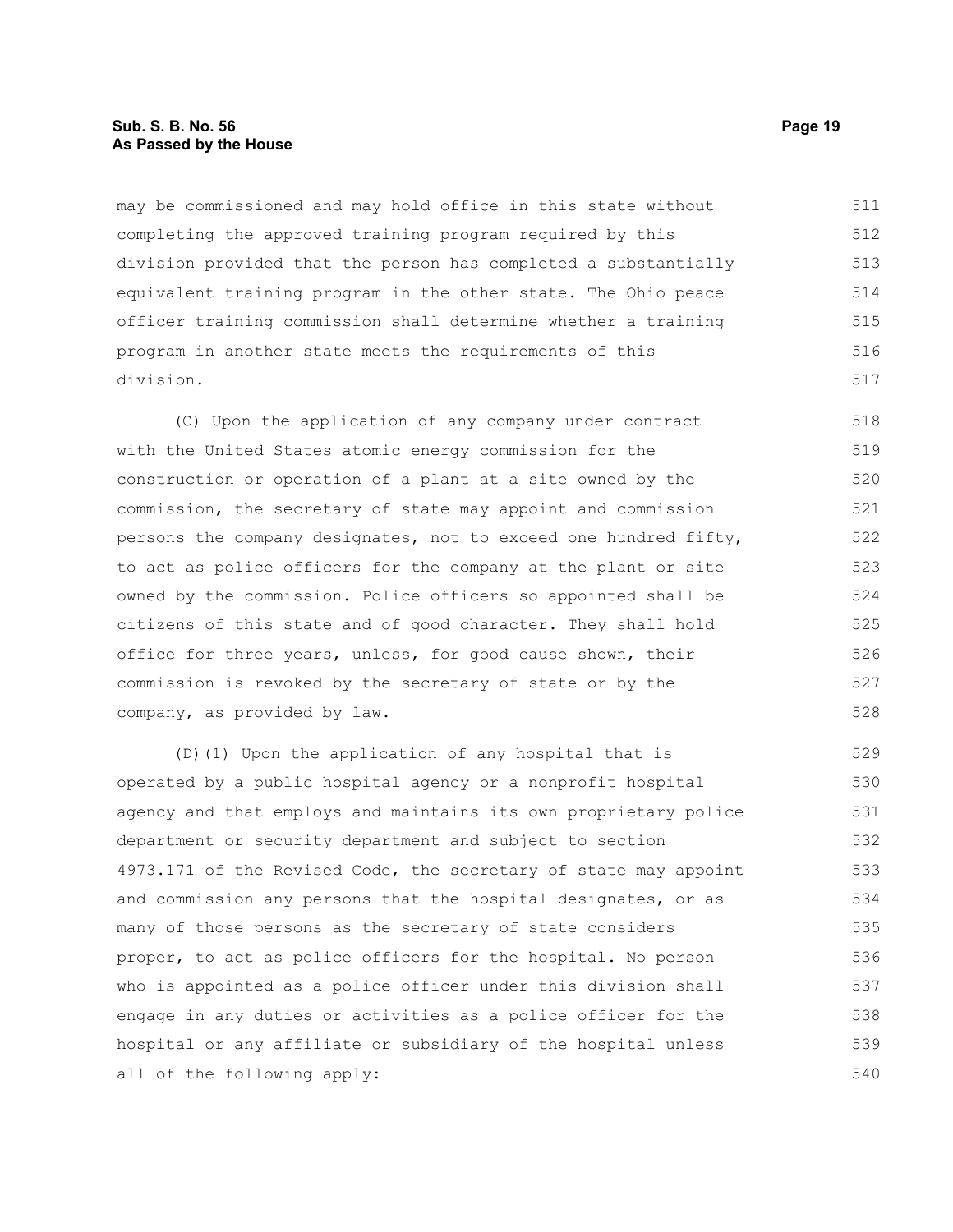may be commissioned and may hold office in this state without completing the approved training program required by this division provided that the person has completed a substantially equivalent training program in the other state. The Ohio peace officer training commission shall determine whether a training program in another state meets the requirements of this division.

(C) Upon the application of any company under contract with the United States atomic energy commission for the construction or operation of a plant at a site owned by the commission, the secretary of state may appoint and commission persons the company designates, not to exceed one hundred fifty, to act as police officers for the company at the plant or site owned by the commission. Police officers so appointed shall be citizens of this state and of good character. They shall hold office for three years, unless, for good cause shown, their commission is revoked by the secretary of state or by the company, as provided by law.

(D)(1) Upon the application of any hospital that is operated by a public hospital agency or a nonprofit hospital agency and that employs and maintains its own proprietary police department or security department and subject to section 4973.171 of the Revised Code, the secretary of state may appoint and commission any persons that the hospital designates, or as many of those persons as the secretary of state considers proper, to act as police officers for the hospital. No person who is appointed as a police officer under this division shall engage in any duties or activities as a police officer for the hospital or any affiliate or subsidiary of the hospital unless all of the following apply: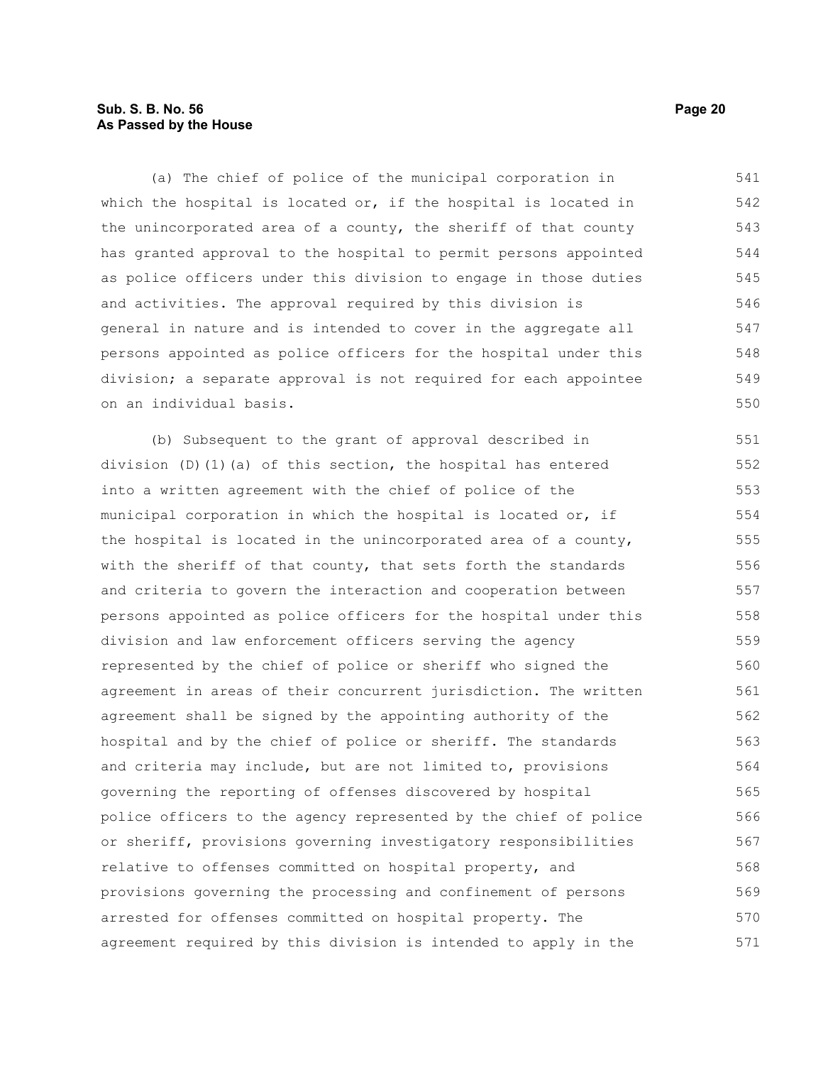(a) The chief of police of the municipal corporation in which the hospital is located or, if the hospital is located in the unincorporated area of a county, the sheriff of that county has granted approval to the hospital to permit persons appointed as police officers under this division to engage in those duties and activities. The approval required by this division is general in nature and is intended to cover in the aggregate all persons appointed as police officers for the hospital under this division; a separate approval is not required for each appointee on an individual basis.

(b) Subsequent to the grant of approval described in division (D)(1)(a) of this section, the hospital has entered into a written agreement with the chief of police of the municipal corporation in which the hospital is located or, if the hospital is located in the unincorporated area of a county, with the sheriff of that county, that sets forth the standards and criteria to govern the interaction and cooperation between persons appointed as police officers for the hospital under this division and law enforcement officers serving the agency represented by the chief of police or sheriff who signed the agreement in areas of their concurrent jurisdiction. The written agreement shall be signed by the appointing authority of the hospital and by the chief of police or sheriff. The standards and criteria may include, but are not limited to, provisions governing the reporting of offenses discovered by hospital police officers to the agency represented by the chief of police or sheriff, provisions governing investigatory responsibilities relative to offenses committed on hospital property, and provisions governing the processing and confinement of persons arrested for offenses committed on hospital property. The agreement required by this division is intended to apply in the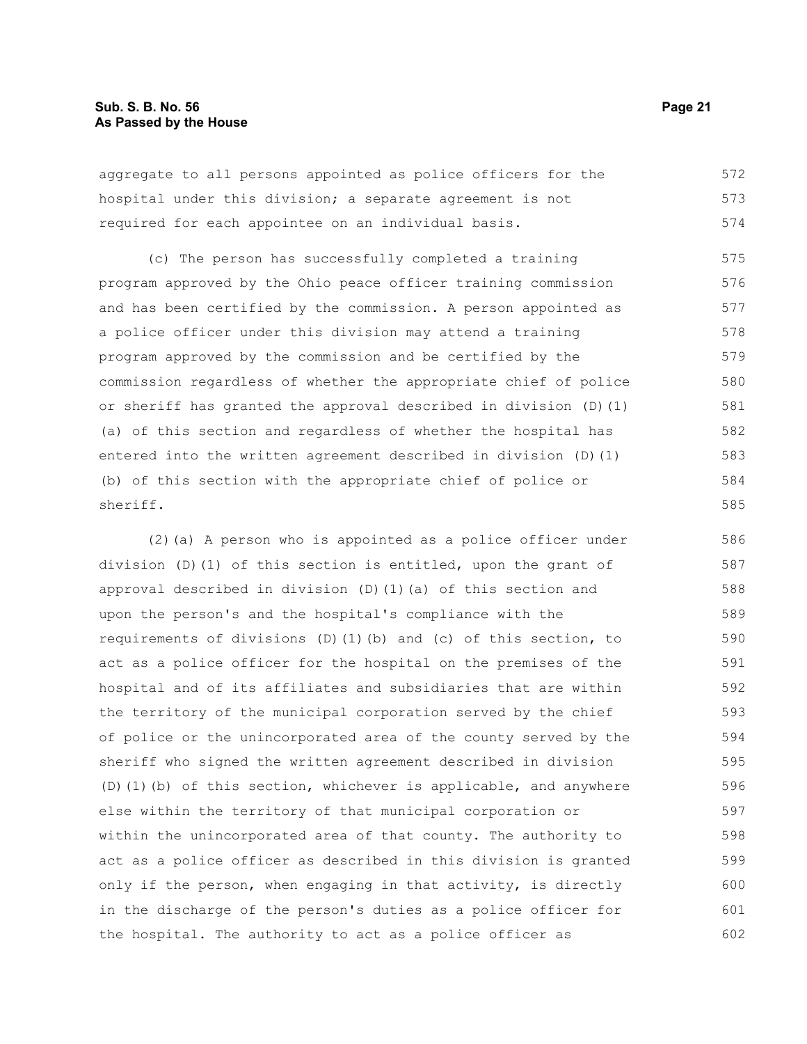aggregate to all persons appointed as police officers for the hospital under this division; a separate agreement is not required for each appointee on an individual basis.

(c) The person has successfully completed a training program approved by the Ohio peace officer training commission and has been certified by the commission. A person appointed as a police officer under this division may attend a training program approved by the commission and be certified by the commission regardless of whether the appropriate chief of police or sheriff has granted the approval described in division (D)(1)(a) of this section and regardless of whether the hospital has entered into the written agreement described in division (D)(1)(b) of this section with the appropriate chief of police or sheriff.

(2)(a) A person who is appointed as a police officer under division (D)(1) of this section is entitled, upon the grant of approval described in division (D)(1)(a) of this section and upon the person's and the hospital's compliance with the requirements of divisions (D)(1)(b) and (c) of this section, to act as a police officer for the hospital on the premises of the hospital and of its affiliates and subsidiaries that are within the territory of the municipal corporation served by the chief of police or the unincorporated area of the county served by the sheriff who signed the written agreement described in division (D)(1)(b) of this section, whichever is applicable, and anywhere else within the territory of that municipal corporation or within the unincorporated area of that county. The authority to act as a police officer as described in this division is granted only if the person, when engaging in that activity, is directly in the discharge of the person's duties as a police officer for the hospital. The authority to act as a police officer as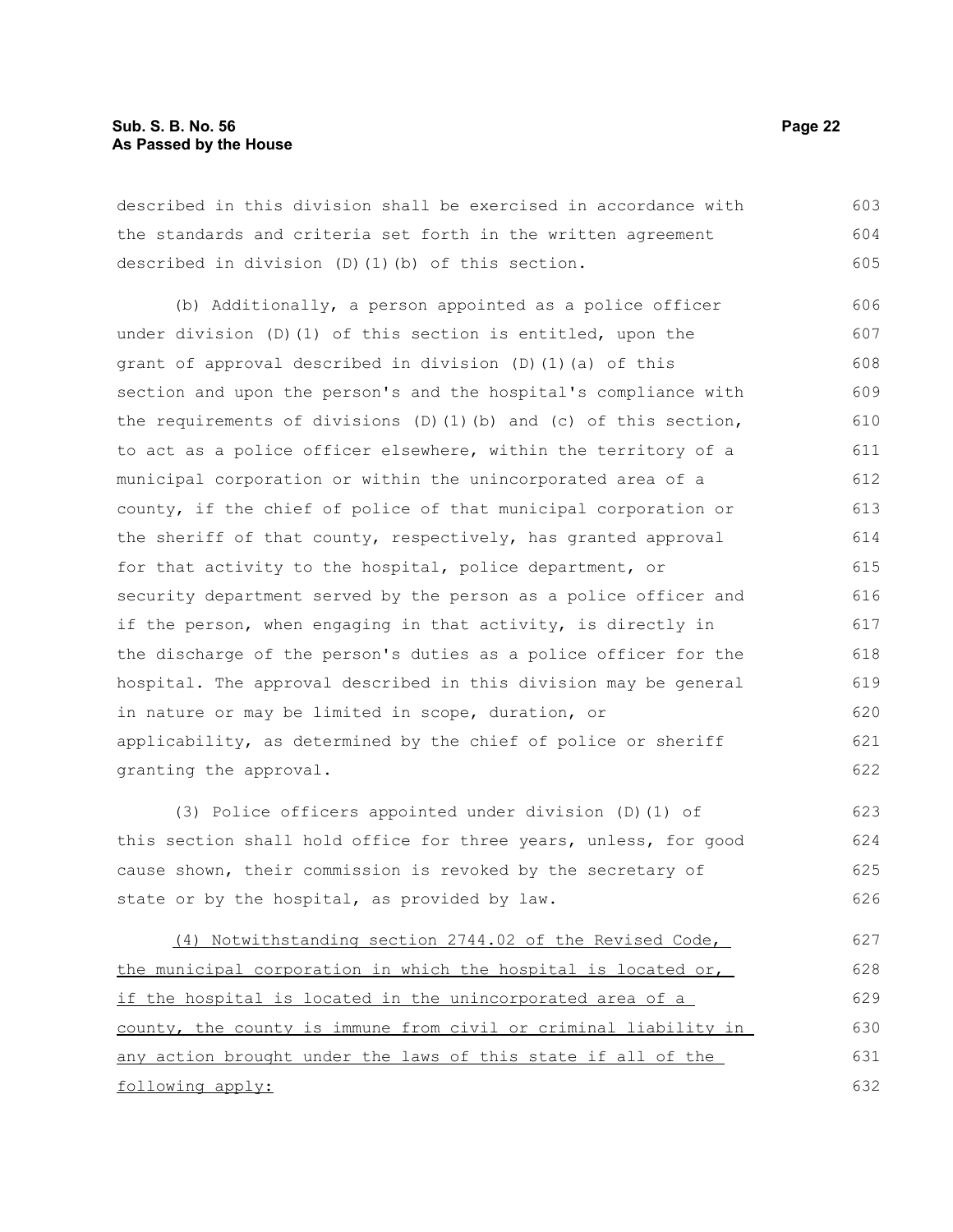described in this division shall be exercised in accordance with the standards and criteria set forth in the written agreement described in division (D)(1)(b) of this section.

(b) Additionally, a person appointed as a police officer under division (D)(1) of this section is entitled, upon the grant of approval described in division (D)(1)(a) of this section and upon the person's and the hospital's compliance with the requirements of divisions (D)(1)(b) and (c) of this section, to act as a police officer elsewhere, within the territory of a municipal corporation or within the unincorporated area of a county, if the chief of police of that municipal corporation or the sheriff of that county, respectively, has granted approval for that activity to the hospital, police department, or security department served by the person as a police officer and if the person, when engaging in that activity, is directly in the discharge of the person's duties as a police officer for the hospital. The approval described in this division may be general in nature or may be limited in scope, duration, or applicability, as determined by the chief of police or sheriff granting the approval.

(3) Police officers appointed under division (D)(1) of this section shall hold office for three years, unless, for good cause shown, their commission is revoked by the secretary of state or by the hospital, as provided by law.

<u>(4) Notwithstanding section 2744.02 of the Revised Code, the municipal corporation in which the hospital is located or, if the hospital is located in the unincorporated area of a county, the county is immune from civil or criminal liability in any action brought under the laws of this state if all of the following apply:</u>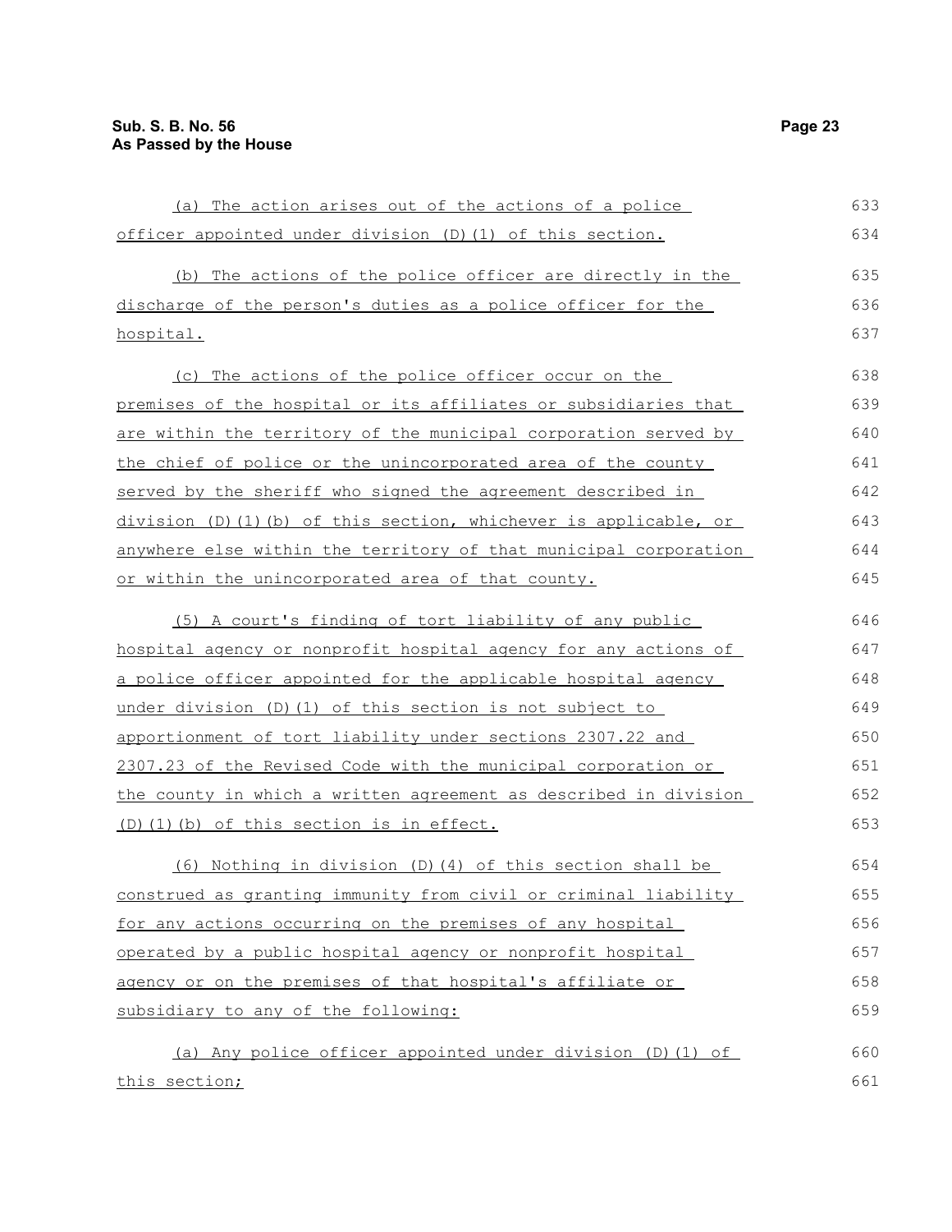(a) The action arises out of the actions of a police officer appointed under division (D)(1) of this section.

(b) The actions of the police officer are directly in the discharge of the person's duties as a police officer for the hospital.

(c) The actions of the police officer occur on the premises of the hospital or its affiliates or subsidiaries that are within the territory of the municipal corporation served by the chief of police or the unincorporated area of the county served by the sheriff who signed the agreement described in division (D)(1)(b) of this section, whichever is applicable, or anywhere else within the territory of that municipal corporation or within the unincorporated area of that county.

(5) A court's finding of tort liability of any public hospital agency or nonprofit hospital agency for any actions of a police officer appointed for the applicable hospital agency under division (D)(1) of this section is not subject to apportionment of tort liability under sections 2307.22 and 2307.23 of the Revised Code with the municipal corporation or the county in which a written agreement as described in division (D)(1)(b) of this section is in effect.

(6) Nothing in division (D)(4) of this section shall be construed as granting immunity from civil or criminal liability for any actions occurring on the premises of any hospital operated by a public hospital agency or nonprofit hospital agency or on the premises of that hospital's affiliate or subsidiary to any of the following:

(a) Any police officer appointed under division (D)(1) of this section;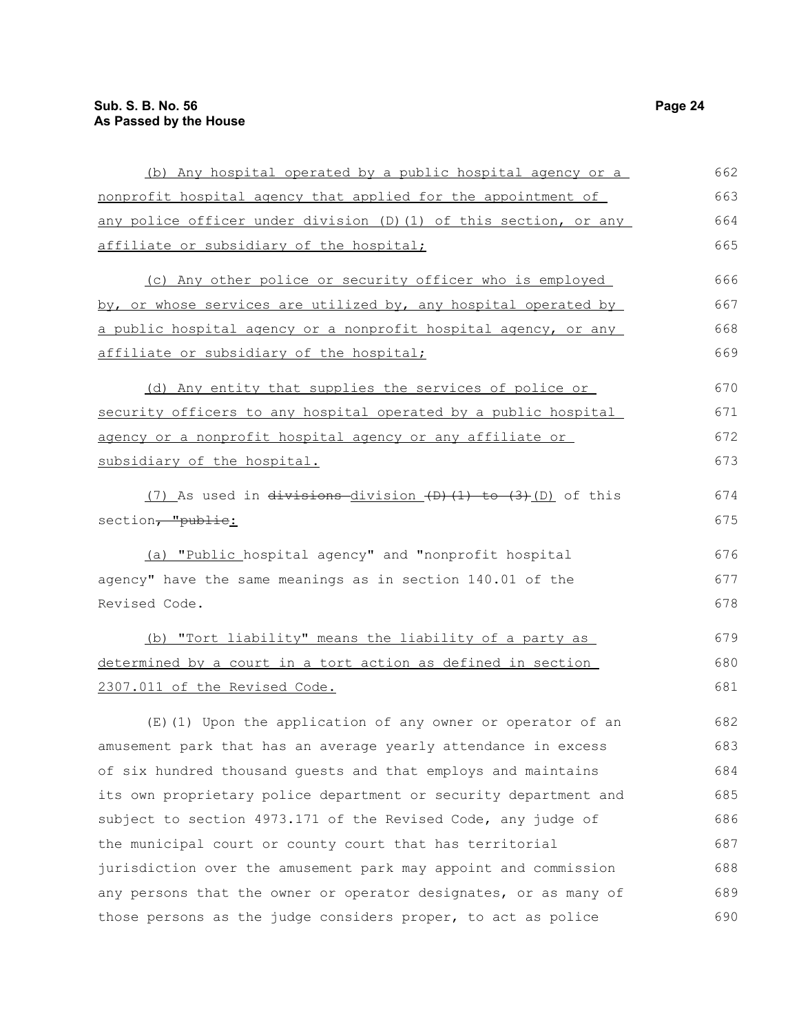(b) Any hospital operated by a public hospital agency or a nonprofit hospital agency that applied for the appointment of any police officer under division (D)(1) of this section, or any affiliate or subsidiary of the hospital;

(c) Any other police or security officer who is employed by, or whose services are utilized by, any hospital operated by a public hospital agency or a nonprofit hospital agency, or any affiliate or subsidiary of the hospital;

(d) Any entity that supplies the services of police or security officers to any hospital operated by a public hospital agency or a nonprofit hospital agency or any affiliate or subsidiary of the hospital.

(7) As used in ~~divisions~~ division ~~(D)(1) to (3)~~(D) of this section~~, "public~~:

(a) "Public hospital agency" and "nonprofit hospital agency" have the same meanings as in section 140.01 of the Revised Code.

(b) "Tort liability" means the liability of a party as determined by a court in a tort action as defined in section 2307.011 of the Revised Code.

(E)(1) Upon the application of any owner or operator of an amusement park that has an average yearly attendance in excess of six hundred thousand guests and that employs and maintains its own proprietary police department or security department and subject to section 4973.171 of the Revised Code, any judge of the municipal court or county court that has territorial jurisdiction over the amusement park may appoint and commission any persons that the owner or operator designates, or as many of those persons as the judge considers proper, to act as police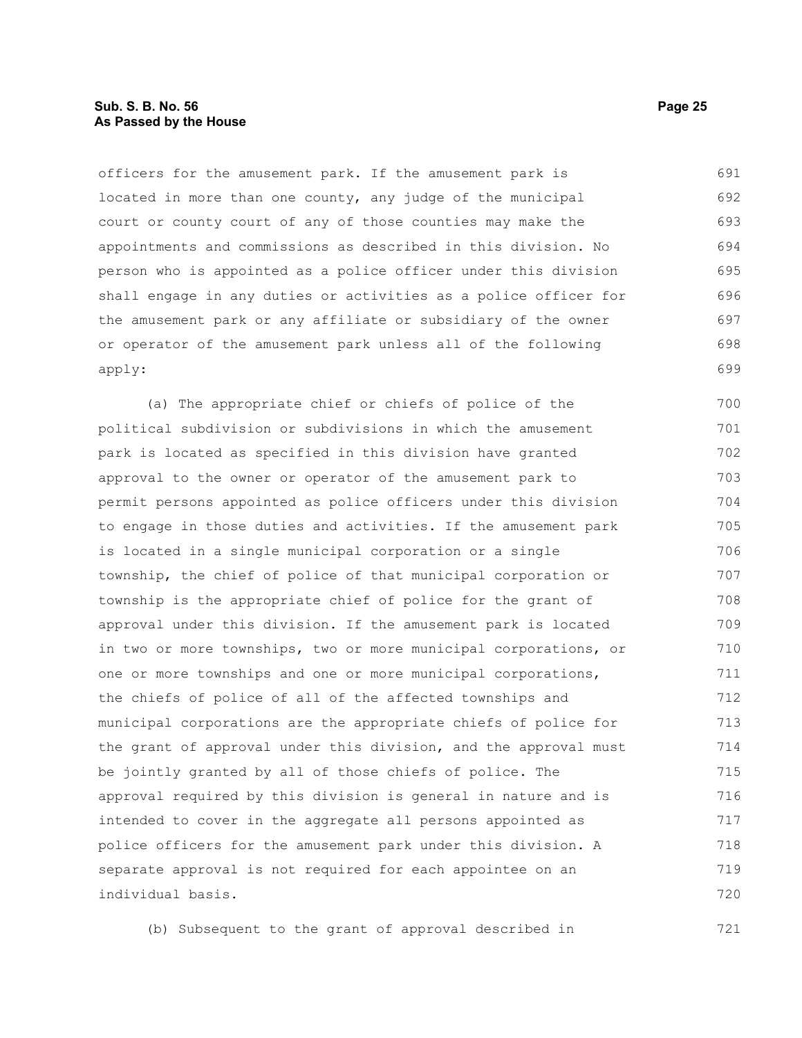officers for the amusement park. If the amusement park is located in more than one county, any judge of the municipal court or county court of any of those counties may make the appointments and commissions as described in this division. No person who is appointed as a police officer under this division shall engage in any duties or activities as a police officer for the amusement park or any affiliate or subsidiary of the owner or operator of the amusement park unless all of the following apply:

(a) The appropriate chief or chiefs of police of the political subdivision or subdivisions in which the amusement park is located as specified in this division have granted approval to the owner or operator of the amusement park to permit persons appointed as police officers under this division to engage in those duties and activities. If the amusement park is located in a single municipal corporation or a single township, the chief of police of that municipal corporation or township is the appropriate chief of police for the grant of approval under this division. If the amusement park is located in two or more townships, two or more municipal corporations, or one or more townships and one or more municipal corporations, the chiefs of police of all of the affected townships and municipal corporations are the appropriate chiefs of police for the grant of approval under this division, and the approval must be jointly granted by all of those chiefs of police. The approval required by this division is general in nature and is intended to cover in the aggregate all persons appointed as police officers for the amusement park under this division. A separate approval is not required for each appointee on an individual basis.

(b) Subsequent to the grant of approval described in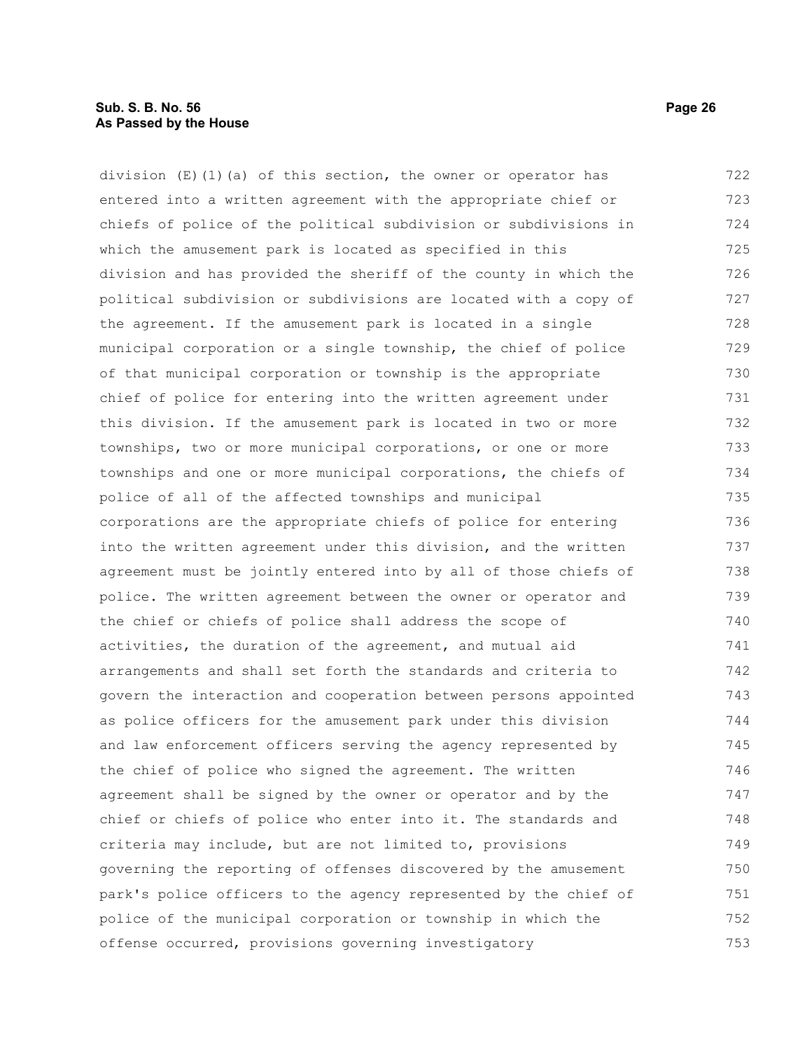division (E)(1)(a) of this section, the owner or operator has entered into a written agreement with the appropriate chief or chiefs of police of the political subdivision or subdivisions in which the amusement park is located as specified in this division and has provided the sheriff of the county in which the political subdivision or subdivisions are located with a copy of the agreement. If the amusement park is located in a single municipal corporation or a single township, the chief of police of that municipal corporation or township is the appropriate chief of police for entering into the written agreement under this division. If the amusement park is located in two or more townships, two or more municipal corporations, or one or more townships and one or more municipal corporations, the chiefs of police of all of the affected townships and municipal corporations are the appropriate chiefs of police for entering into the written agreement under this division, and the written agreement must be jointly entered into by all of those chiefs of police. The written agreement between the owner or operator and the chief or chiefs of police shall address the scope of activities, the duration of the agreement, and mutual aid arrangements and shall set forth the standards and criteria to govern the interaction and cooperation between persons appointed as police officers for the amusement park under this division and law enforcement officers serving the agency represented by the chief of police who signed the agreement. The written agreement shall be signed by the owner or operator and by the chief or chiefs of police who enter into it. The standards and criteria may include, but are not limited to, provisions governing the reporting of offenses discovered by the amusement park's police officers to the agency represented by the chief of police of the municipal corporation or township in which the offense occurred, provisions governing investigatory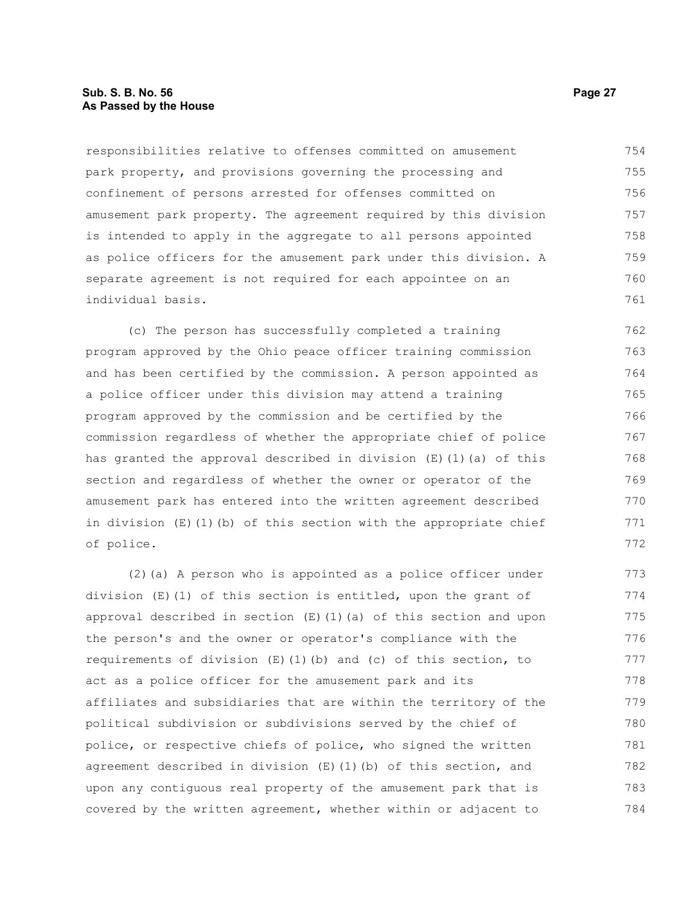responsibilities relative to offenses committed on amusement park property, and provisions governing the processing and confinement of persons arrested for offenses committed on amusement park property. The agreement required by this division is intended to apply in the aggregate to all persons appointed as police officers for the amusement park under this division. A separate agreement is not required for each appointee on an individual basis.

(c) The person has successfully completed a training program approved by the Ohio peace officer training commission and has been certified by the commission. A person appointed as a police officer under this division may attend a training program approved by the commission and be certified by the commission regardless of whether the appropriate chief of police has granted the approval described in division (E)(1)(a) of this section and regardless of whether the owner or operator of the amusement park has entered into the written agreement described in division (E)(1)(b) of this section with the appropriate chief of police.

(2)(a) A person who is appointed as a police officer under division (E)(1) of this section is entitled, upon the grant of approval described in section (E)(1)(a) of this section and upon the person's and the owner or operator's compliance with the requirements of division (E)(1)(b) and (c) of this section, to act as a police officer for the amusement park and its affiliates and subsidiaries that are within the territory of the political subdivision or subdivisions served by the chief of police, or respective chiefs of police, who signed the written agreement described in division (E)(1)(b) of this section, and upon any contiguous real property of the amusement park that is covered by the written agreement, whether within or adjacent to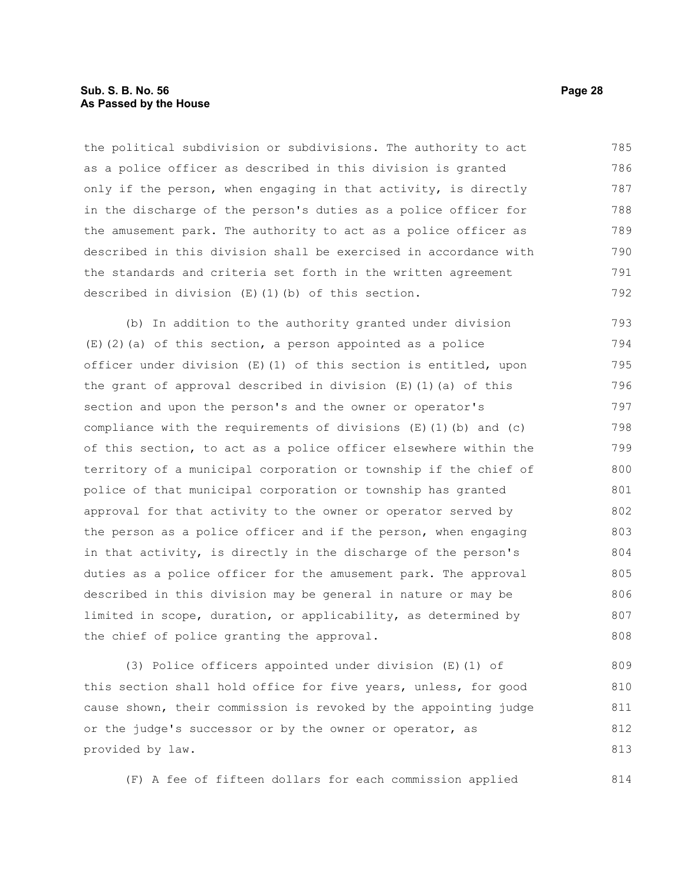the political subdivision or subdivisions. The authority to act as a police officer as described in this division is granted only if the person, when engaging in that activity, is directly in the discharge of the person's duties as a police officer for the amusement park. The authority to act as a police officer as described in this division shall be exercised in accordance with the standards and criteria set forth in the written agreement described in division (E)(1)(b) of this section.

(b) In addition to the authority granted under division (E)(2)(a) of this section, a person appointed as a police officer under division (E)(1) of this section is entitled, upon the grant of approval described in division (E)(1)(a) of this section and upon the person's and the owner or operator's compliance with the requirements of divisions (E)(1)(b) and (c) of this section, to act as a police officer elsewhere within the territory of a municipal corporation or township if the chief of police of that municipal corporation or township has granted approval for that activity to the owner or operator served by the person as a police officer and if the person, when engaging in that activity, is directly in the discharge of the person's duties as a police officer for the amusement park. The approval described in this division may be general in nature or may be limited in scope, duration, or applicability, as determined by the chief of police granting the approval.

(3) Police officers appointed under division (E)(1) of this section shall hold office for five years, unless, for good cause shown, their commission is revoked by the appointing judge or the judge's successor or by the owner or operator, as provided by law.

(F) A fee of fifteen dollars for each commission applied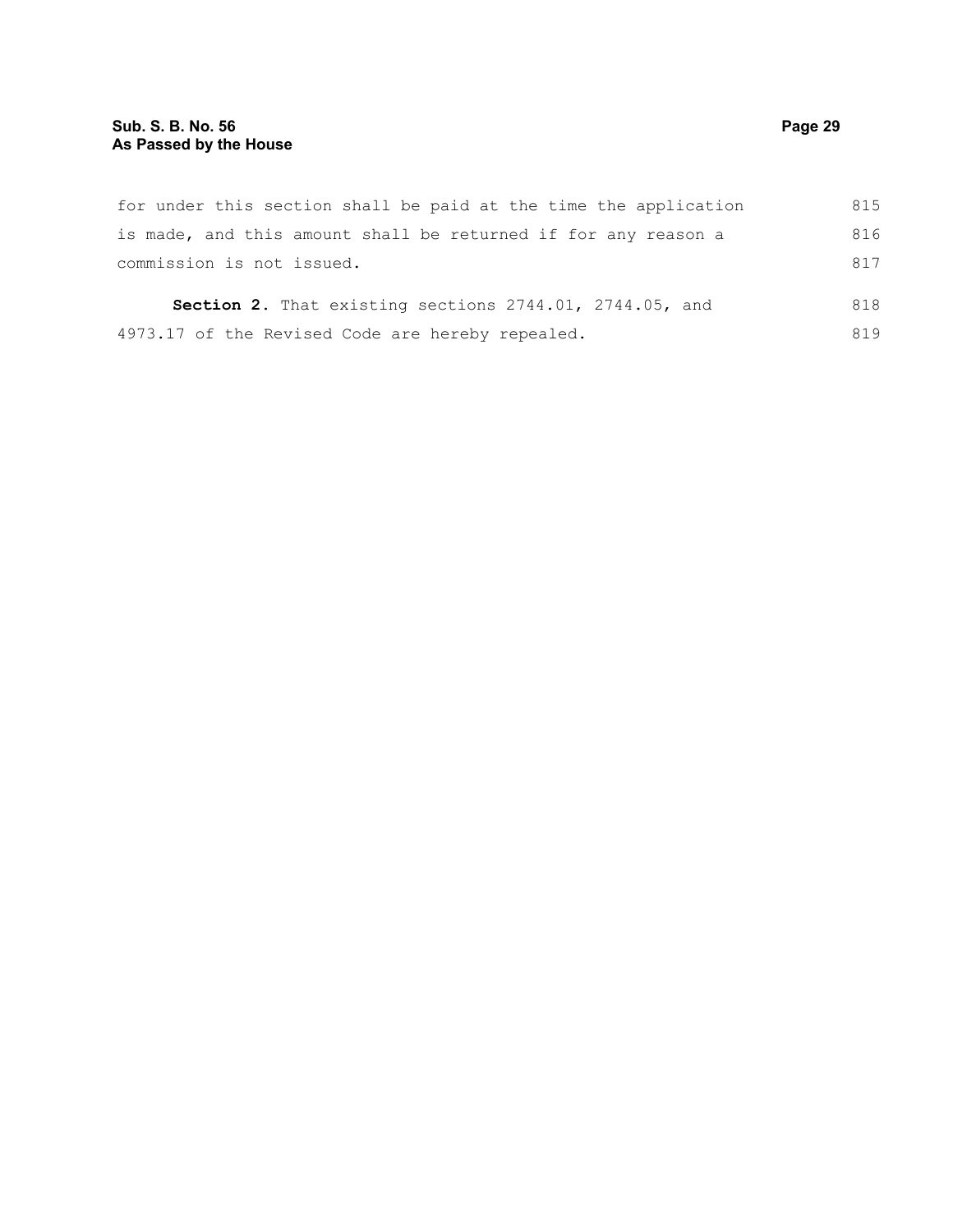for under this section shall be paid at the time the application is made, and this amount shall be returned if for any reason a commission is not issued.

**Section 2.** That existing sections 2744.01, 2744.05, and 4973.17 of the Revised Code are hereby repealed.